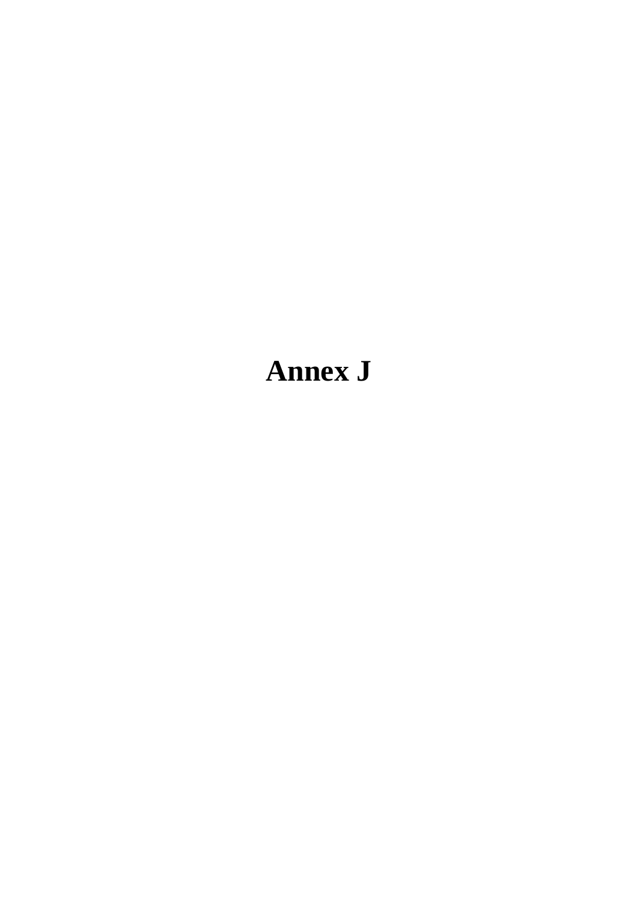# Annex J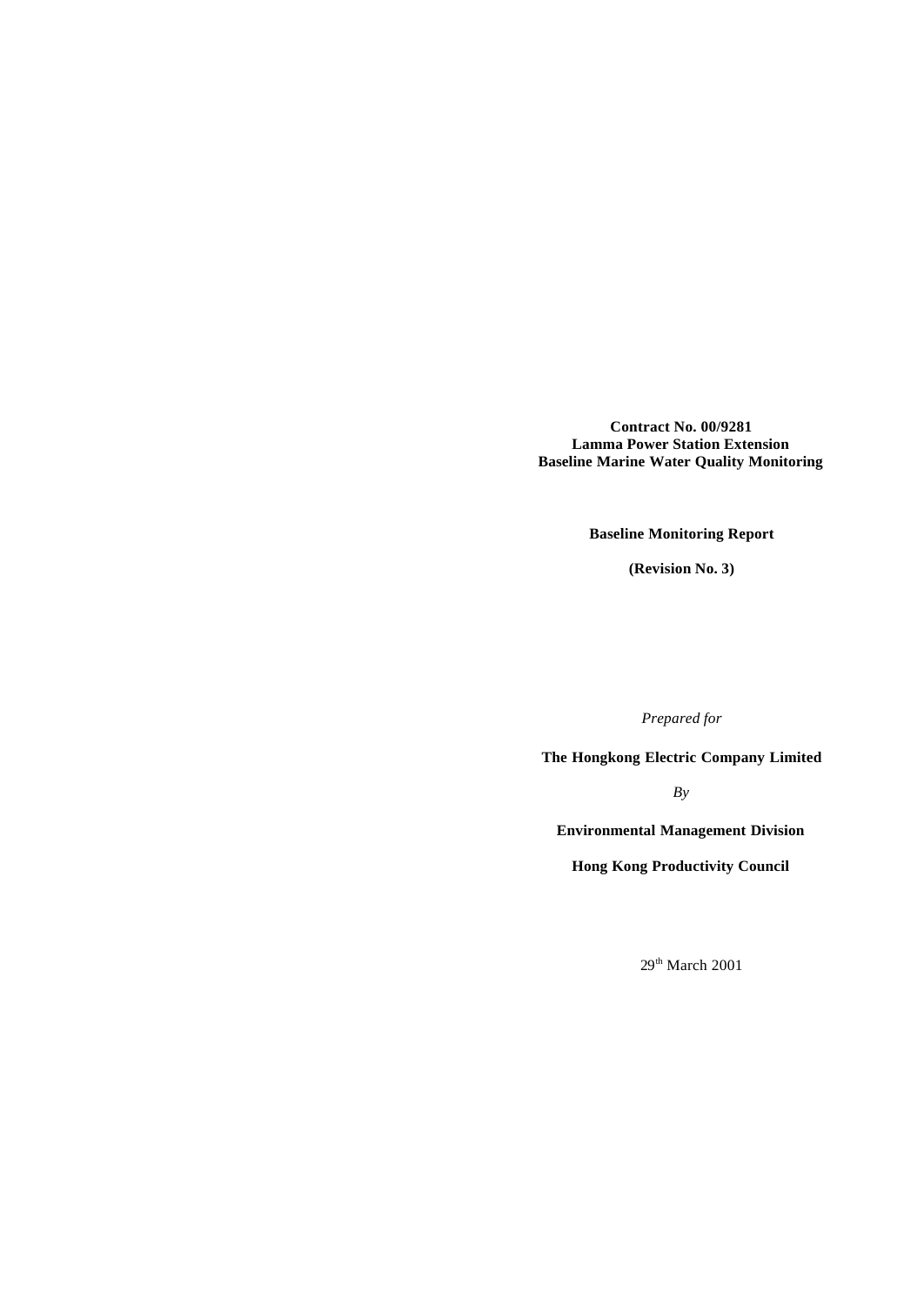**Contract No. 00/9281**
**Lamma Power Station Extension**
**Baseline Marine Water Quality Monitoring**

**Baseline Monitoring Report**

**(Revision No. 3)**

*Prepared for*

**The Hongkong Electric Company Limited**

*By*

**Environmental Management Division**

**Hong Kong Productivity Council**

29th March 2001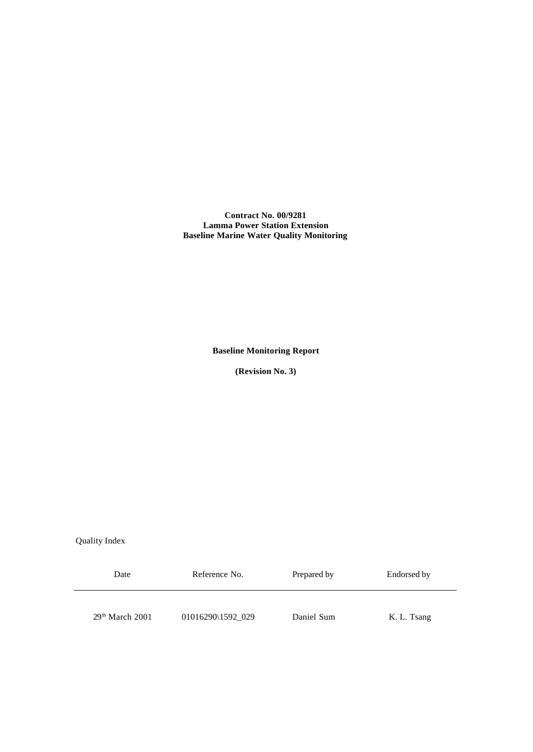**Contract No. 00/9281**
**Lamma Power Station Extension**
**Baseline Marine Water Quality Monitoring**

**Baseline Monitoring Report**

**(Revision No. 3)**

Quality Index

| Date | Reference No. | Prepared by | Endorsed by |
|---|---|---|---|
| 29th March 2001 | 01016290\1592_029 | Daniel Sum | K. L. Tsang |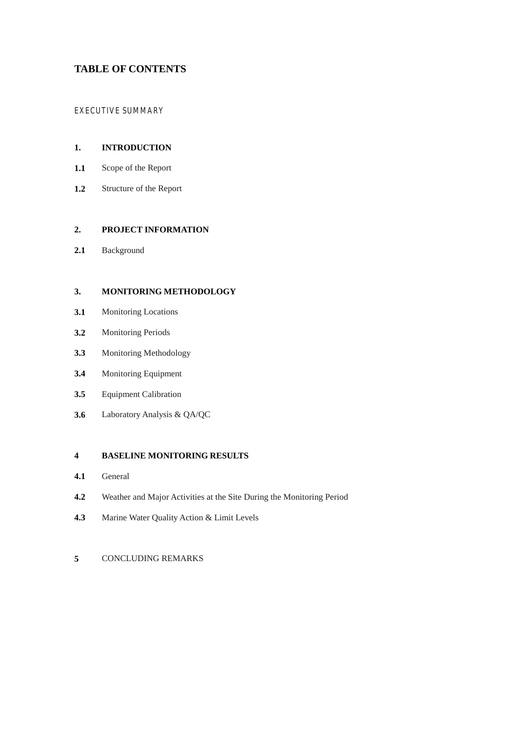# TABLE OF CONTENTS

EXECUTIVE SUMMARY

**1.** **INTRODUCTION**

**1.1** Scope of the Report

**1.2** Structure of the Report

**2.** **PROJECT INFORMATION**

**2.1** Background

**3.** **MONITORING METHODOLOGY**

**3.1** Monitoring Locations

**3.2** Monitoring Periods

**3.3** Monitoring Methodology

**3.4** Monitoring Equipment

**3.5** Equipment Calibration

**3.6** Laboratory Analysis & QA/QC

**4** **BASELINE MONITORING RESULTS**

**4.1** General

**4.2** Weather and Major Activities at the Site During the Monitoring Period

**4.3** Marine Water Quality Action & Limit Levels

**5** CONCLUDING REMARKS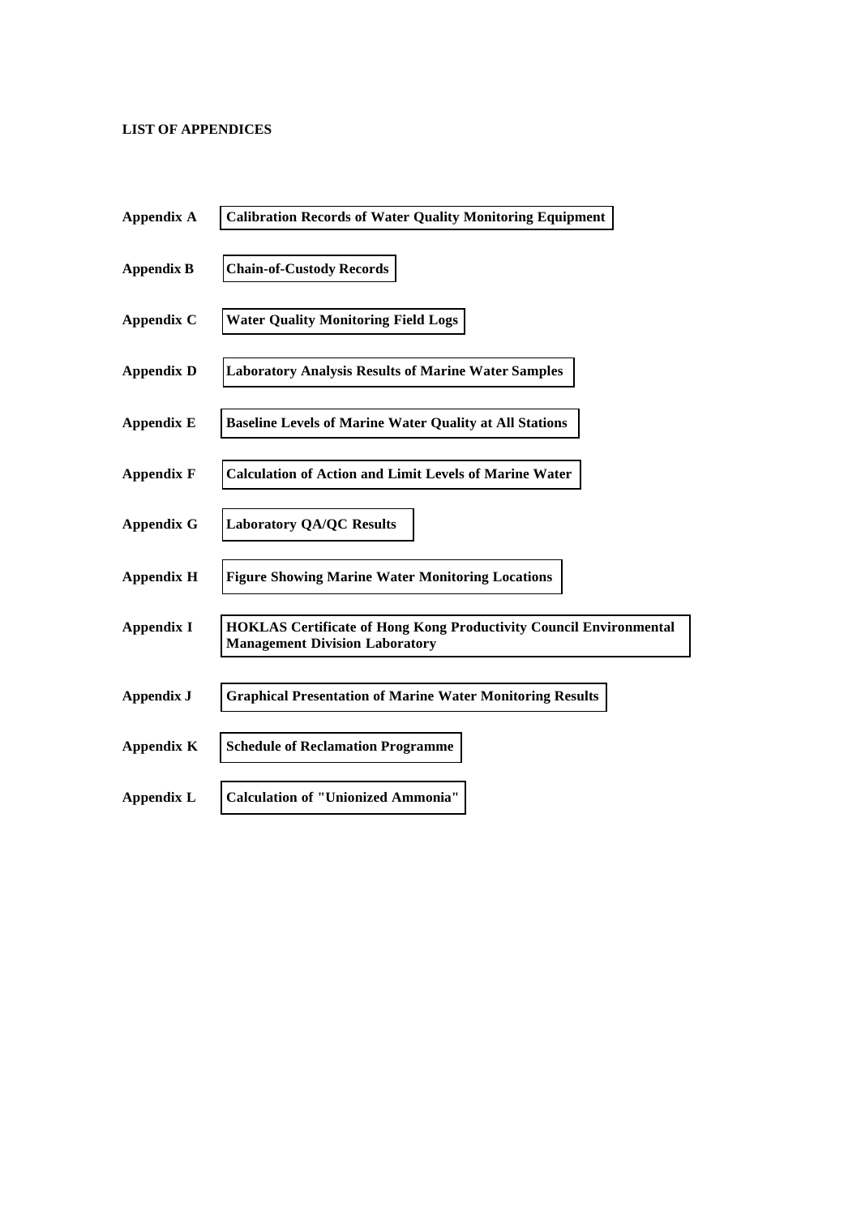**LIST OF APPENDICES**

| | |
|---|---|
| **Appendix A** | **Calibration Records of Water Quality Monitoring Equipment** |
| **Appendix B** | **Chain-of-Custody Records** |
| **Appendix C** | **Water Quality Monitoring Field Logs** |
| **Appendix D** | **Laboratory Analysis Results of Marine Water Samples** |
| **Appendix E** | **Baseline Levels of Marine Water Quality at All Stations** |
| **Appendix F** | **Calculation of Action and Limit Levels of Marine Water** |
| **Appendix G** | **Laboratory QA/QC Results** |
| **Appendix H** | **Figure Showing Marine Water Monitoring Locations** |
| **Appendix I** | **HOKLAS Certificate of Hong Kong Productivity Council Environmental Management Division Laboratory** |
| **Appendix J** | **Graphical Presentation of Marine Water Monitoring Results** |
| **Appendix K** | **Schedule of Reclamation Programme** |
| **Appendix L** | **Calculation of "Unionized Ammonia"** |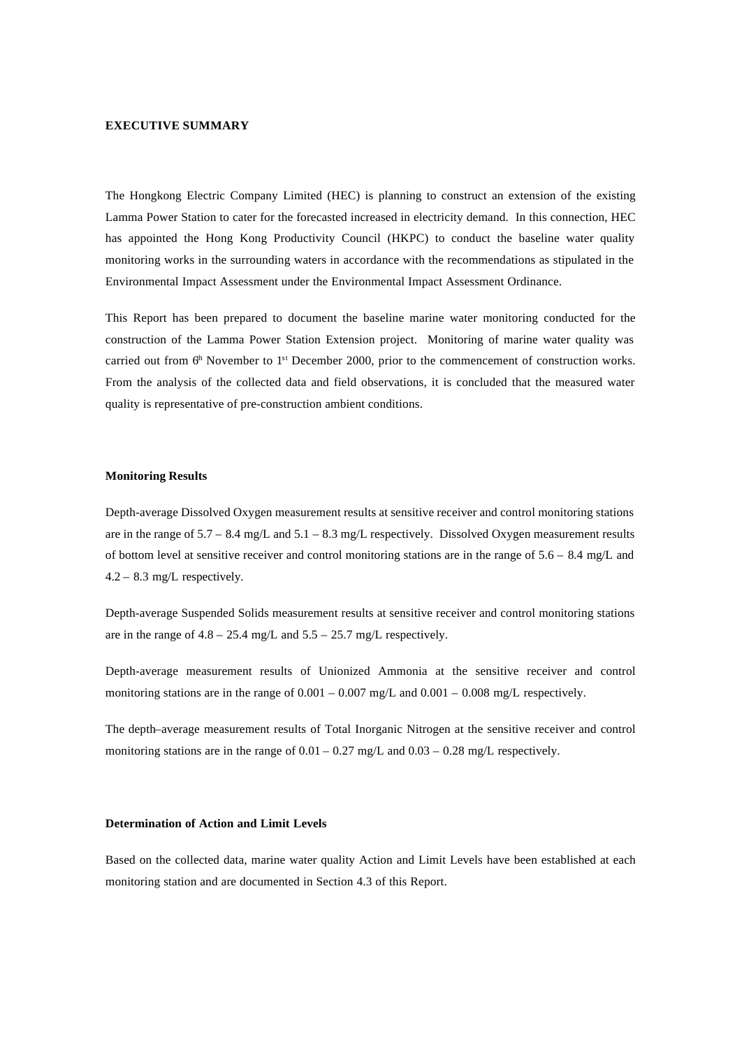## EXECUTIVE SUMMARY

The Hongkong Electric Company Limited (HEC) is planning to construct an extension of the existing Lamma Power Station to cater for the forecasted increased in electricity demand. In this connection, HEC has appointed the Hong Kong Productivity Council (HKPC) to conduct the baseline water quality monitoring works in the surrounding waters in accordance with the recommendations as stipulated in the Environmental Impact Assessment under the Environmental Impact Assessment Ordinance.

This Report has been prepared to document the baseline marine water monitoring conducted for the construction of the Lamma Power Station Extension project. Monitoring of marine water quality was carried out from 6th November to 1st December 2000, prior to the commencement of construction works. From the analysis of the collected data and field observations, it is concluded that the measured water quality is representative of pre-construction ambient conditions.

### Monitoring Results

Depth-average Dissolved Oxygen measurement results at sensitive receiver and control monitoring stations are in the range of 5.7 – 8.4 mg/L and 5.1 – 8.3 mg/L respectively. Dissolved Oxygen measurement results of bottom level at sensitive receiver and control monitoring stations are in the range of 5.6 – 8.4 mg/L and 4.2 – 8.3 mg/L respectively.

Depth-average Suspended Solids measurement results at sensitive receiver and control monitoring stations are in the range of 4.8 – 25.4 mg/L and 5.5 – 25.7 mg/L respectively.

Depth-average measurement results of Unionized Ammonia at the sensitive receiver and control monitoring stations are in the range of 0.001 – 0.007 mg/L and 0.001 – 0.008 mg/L respectively.

The depth–average measurement results of Total Inorganic Nitrogen at the sensitive receiver and control monitoring stations are in the range of 0.01 – 0.27 mg/L and 0.03 – 0.28 mg/L respectively.

### Determination of Action and Limit Levels

Based on the collected data, marine water quality Action and Limit Levels have been established at each monitoring station and are documented in Section 4.3 of this Report.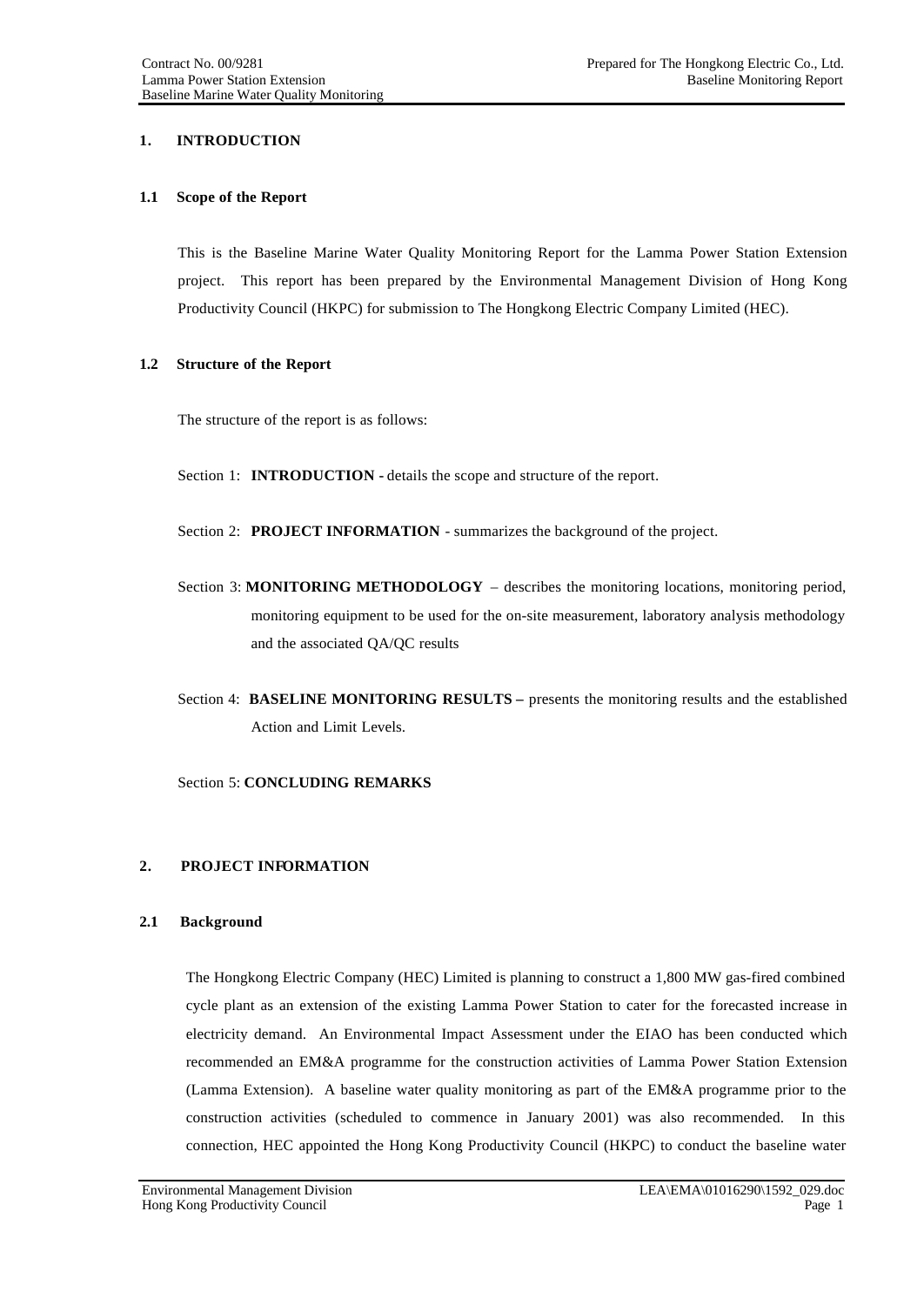## 1. INTRODUCTION

### 1.1 Scope of the Report

This is the Baseline Marine Water Quality Monitoring Report for the Lamma Power Station Extension project. This report has been prepared by the Environmental Management Division of Hong Kong Productivity Council (HKPC) for submission to The Hongkong Electric Company Limited (HEC).

### 1.2 Structure of the Report

The structure of the report is as follows:

Section 1: **INTRODUCTION -** details the scope and structure of the report.

Section 2: **PROJECT INFORMATION** - summarizes the background of the project.

Section 3: **MONITORING METHODOLOGY** – describes the monitoring locations, monitoring period, monitoring equipment to be used for the on-site measurement, laboratory analysis methodology and the associated QA/QC results

Section 4: **BASELINE MONITORING RESULTS –** presents the monitoring results and the established Action and Limit Levels.

Section 5: **CONCLUDING REMARKS**

## 2. PROJECT INFORMATION

### 2.1 Background

The Hongkong Electric Company (HEC) Limited is planning to construct a 1,800 MW gas-fired combined cycle plant as an extension of the existing Lamma Power Station to cater for the forecasted increase in electricity demand. An Environmental Impact Assessment under the EIAO has been conducted which recommended an EM&A programme for the construction activities of Lamma Power Station Extension (Lamma Extension). A baseline water quality monitoring as part of the EM&A programme prior to the construction activities (scheduled to commence in January 2001) was also recommended. In this connection, HEC appointed the Hong Kong Productivity Council (HKPC) to conduct the baseline water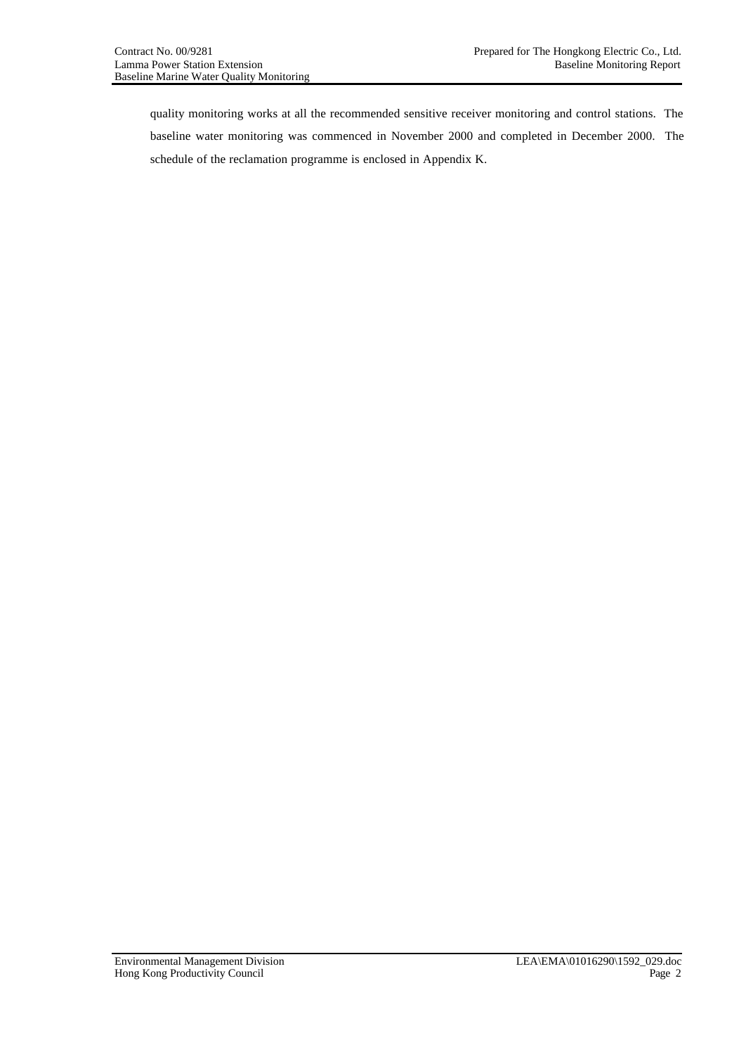quality monitoring works at all the recommended sensitive receiver monitoring and control stations. The baseline water monitoring was commenced in November 2000 and completed in December 2000. The schedule of the reclamation programme is enclosed in Appendix K.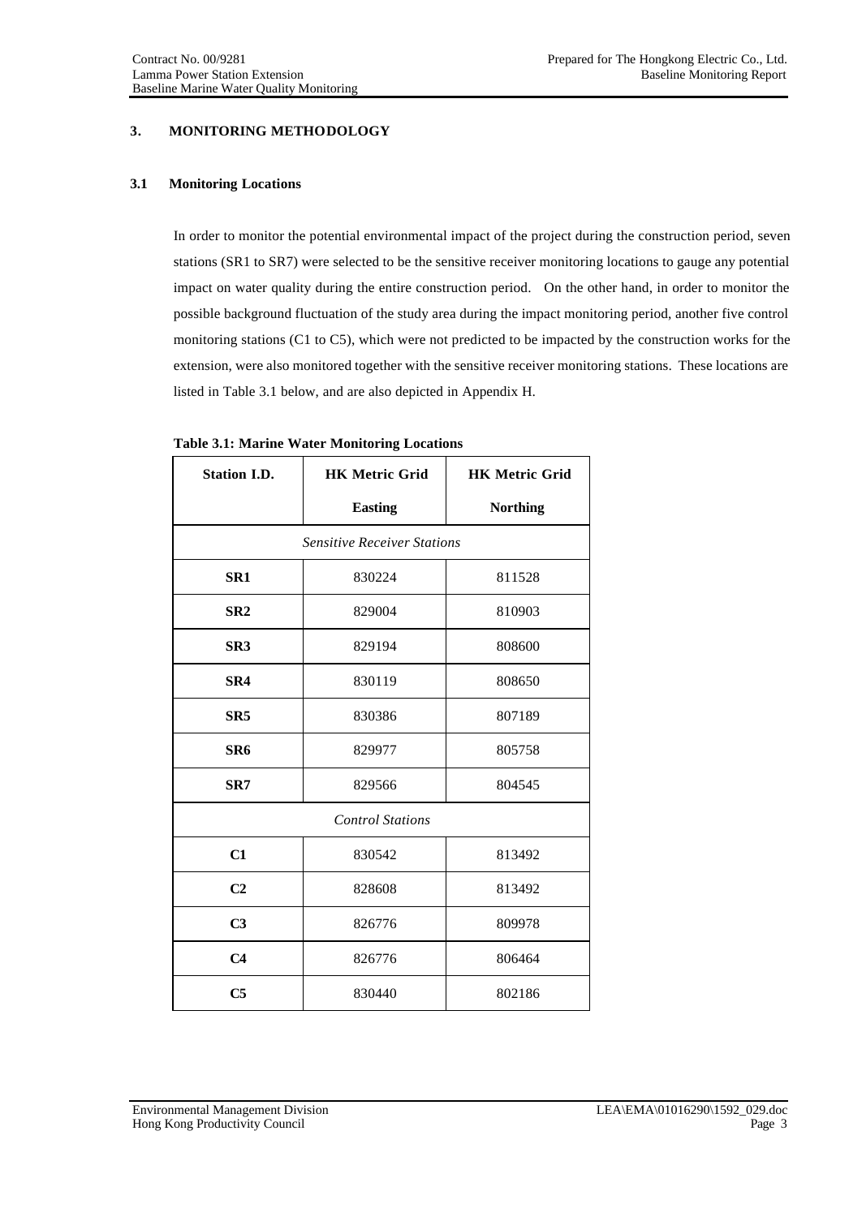## 3. MONITORING METHODOLOGY

### 3.1 Monitoring Locations

In order to monitor the potential environmental impact of the project during the construction period, seven stations (SR1 to SR7) were selected to be the sensitive receiver monitoring locations to gauge any potential impact on water quality during the entire construction period. On the other hand, in order to monitor the possible background fluctuation of the study area during the impact monitoring period, another five control monitoring stations (C1 to C5), which were not predicted to be impacted by the construction works for the extension, were also monitored together with the sensitive receiver monitoring stations. These locations are listed in Table 3.1 below, and are also depicted in Appendix H.

**Table 3.1: Marine Water Monitoring Locations**

| Station I.D. | HK Metric Grid Easting | HK Metric Grid Northing |
|---|---|---|
| *Sensitive Receiver Stations* | | |
| **SR1** | 830224 | 811528 |
| **SR2** | 829004 | 810903 |
| **SR3** | 829194 | 808600 |
| **SR4** | 830119 | 808650 |
| **SR5** | 830386 | 807189 |
| **SR6** | 829977 | 805758 |
| **SR7** | 829566 | 804545 |
| *Control Stations* | | |
| **C1** | 830542 | 813492 |
| **C2** | 828608 | 813492 |
| **C3** | 826776 | 809978 |
| **C4** | 826776 | 806464 |
| **C5** | 830440 | 802186 |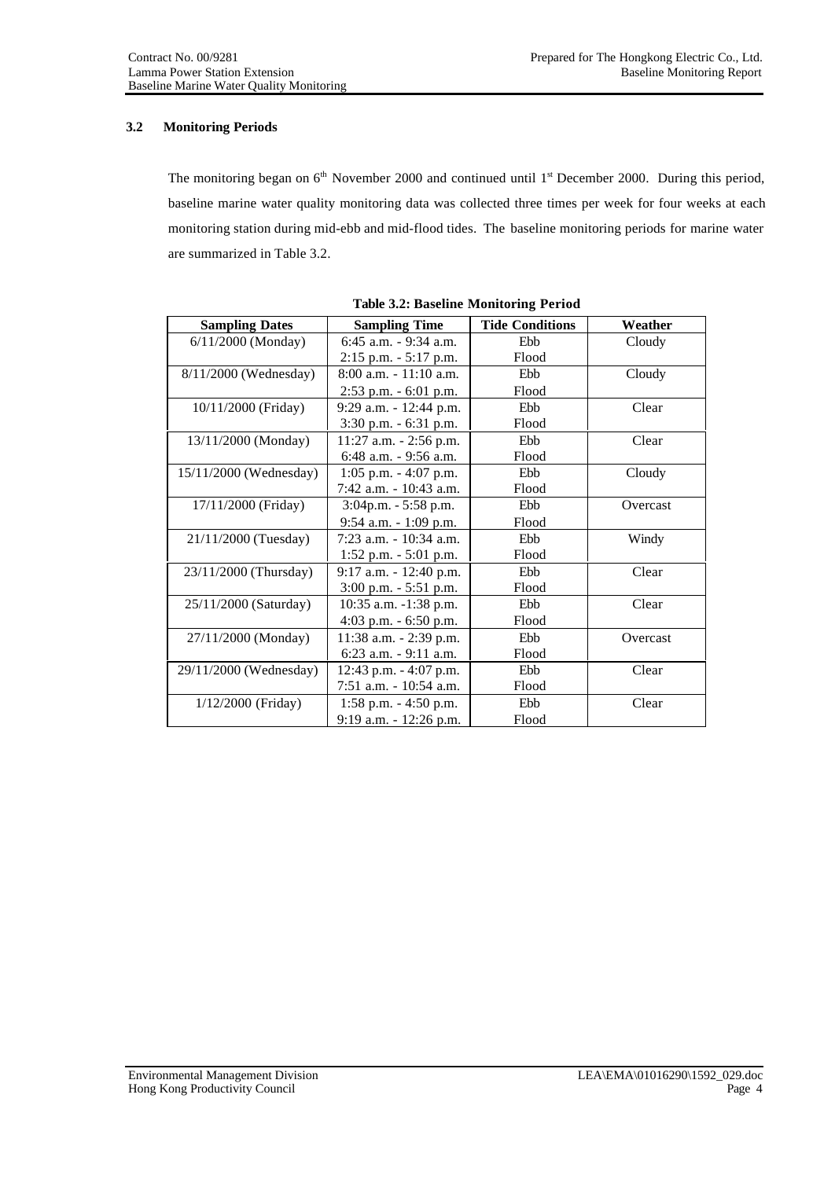### 3.2 Monitoring Periods

The monitoring began on 6th November 2000 and continued until 1st December 2000. During this period, baseline marine water quality monitoring data was collected three times per week for four weeks at each monitoring station during mid-ebb and mid-flood tides. The baseline monitoring periods for marine water are summarized in Table 3.2.

**Table 3.2: Baseline Monitoring Period**

| Sampling Dates | Sampling Time | Tide Conditions | Weather |
|---|---|---|---|
| 6/11/2000 (Monday) | 6:45 a.m. - 9:34 a.m.<br>2:15 p.m. - 5:17 p.m. | Ebb<br>Flood | Cloudy |
| 8/11/2000 (Wednesday) | 8:00 a.m. - 11:10 a.m.<br>2:53 p.m. - 6:01 p.m. | Ebb<br>Flood | Cloudy |
| 10/11/2000 (Friday) | 9:29 a.m. - 12:44 p.m.<br>3:30 p.m. - 6:31 p.m. | Ebb<br>Flood | Clear |
| 13/11/2000 (Monday) | 11:27 a.m. - 2:56 p.m.<br>6:48 a.m. - 9:56 a.m. | Ebb<br>Flood | Clear |
| 15/11/2000 (Wednesday) | 1:05 p.m. - 4:07 p.m.<br>7:42 a.m. - 10:43 a.m. | Ebb<br>Flood | Cloudy |
| 17/11/2000 (Friday) | 3:04p.m. - 5:58 p.m.<br>9:54 a.m. - 1:09 p.m. | Ebb<br>Flood | Overcast |
| 21/11/2000 (Tuesday) | 7:23 a.m. - 10:34 a.m.<br>1:52 p.m. - 5:01 p.m. | Ebb<br>Flood | Windy |
| 23/11/2000 (Thursday) | 9:17 a.m. - 12:40 p.m.<br>3:00 p.m. - 5:51 p.m. | Ebb<br>Flood | Clear |
| 25/11/2000 (Saturday) | 10:35 a.m. -1:38 p.m.<br>4:03 p.m. - 6:50 p.m. | Ebb<br>Flood | Clear |
| 27/11/2000 (Monday) | 11:38 a.m. - 2:39 p.m.<br>6:23 a.m. - 9:11 a.m. | Ebb<br>Flood | Overcast |
| 29/11/2000 (Wednesday) | 12:43 p.m. - 4:07 p.m.<br>7:51 a.m. - 10:54 a.m. | Ebb<br>Flood | Clear |
| 1/12/2000 (Friday) | 1:58 p.m. - 4:50 p.m.<br>9:19 a.m. - 12:26 p.m. | Ebb<br>Flood | Clear |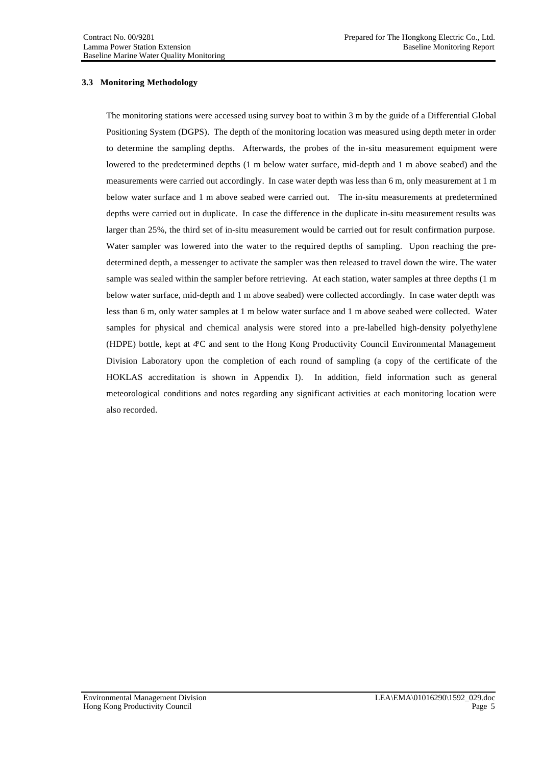### 3.3 Monitoring Methodology

The monitoring stations were accessed using survey boat to within 3 m by the guide of a Differential Global Positioning System (DGPS). The depth of the monitoring location was measured using depth meter in order to determine the sampling depths. Afterwards, the probes of the in-situ measurement equipment were lowered to the predetermined depths (1 m below water surface, mid-depth and 1 m above seabed) and the measurements were carried out accordingly. In case water depth was less than 6 m, only measurement at 1 m below water surface and 1 m above seabed were carried out. The in-situ measurements at predetermined depths were carried out in duplicate. In case the difference in the duplicate in-situ measurement results was larger than 25%, the third set of in-situ measurement would be carried out for result confirmation purpose. Water sampler was lowered into the water to the required depths of sampling. Upon reaching the pre-determined depth, a messenger to activate the sampler was then released to travel down the wire. The water sample was sealed within the sampler before retrieving. At each station, water samples at three depths (1 m below water surface, mid-depth and 1 m above seabed) were collected accordingly. In case water depth was less than 6 m, only water samples at 1 m below water surface and 1 m above seabed were collected. Water samples for physical and chemical analysis were stored into a pre-labelled high-density polyethylene (HDPE) bottle, kept at 4°C and sent to the Hong Kong Productivity Council Environmental Management Division Laboratory upon the completion of each round of sampling (a copy of the certificate of the HOKLAS accreditation is shown in Appendix I). In addition, field information such as general meteorological conditions and notes regarding any significant activities at each monitoring location were also recorded.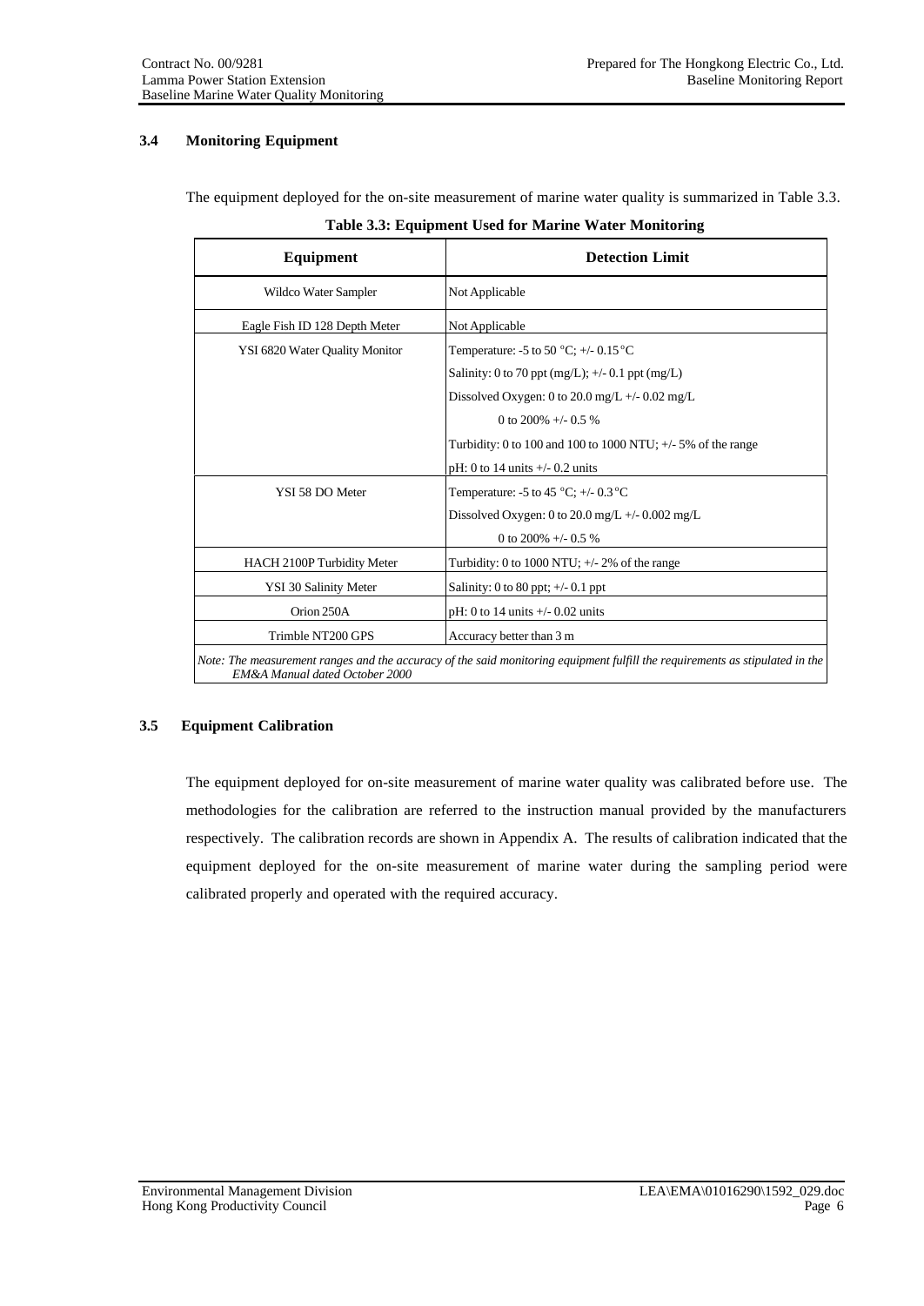### 3.4 Monitoring Equipment

The equipment deployed for the on-site measurement of marine water quality is summarized in Table 3.3.

**Table 3.3: Equipment Used for Marine Water Monitoring**

| Equipment | Detection Limit |
|---|---|
| Wildco Water Sampler | Not Applicable |
| Eagle Fish ID 128 Depth Meter | Not Applicable |
| YSI 6820 Water Quality Monitor | Temperature: -5 to 50 °C; +/- 0.15 °C<br>Salinity: 0 to 70 ppt (mg/L); +/- 0.1 ppt (mg/L)<br>Dissolved Oxygen: 0 to 20.0 mg/L +/- 0.02 mg/L<br>0 to 200% +/- 0.5 %<br>Turbidity: 0 to 100 and 100 to 1000 NTU; +/- 5% of the range<br>pH: 0 to 14 units +/- 0.2 units |
| YSI 58 DO Meter | Temperature: -5 to 45 °C; +/- 0.3 °C<br>Dissolved Oxygen: 0 to 20.0 mg/L +/- 0.002 mg/L<br>0 to 200% +/- 0.5 % |
| HACH 2100P Turbidity Meter | Turbidity: 0 to 1000 NTU; +/- 2% of the range |
| YSI 30 Salinity Meter | Salinity: 0 to 80 ppt; +/- 0.1 ppt |
| Orion 250A | pH: 0 to 14 units +/- 0.02 units |
| Trimble NT200 GPS | Accuracy better than 3 m |

*Note: The measurement ranges and the accuracy of the said monitoring equipment fulfill the requirements as stipulated in the EM&A Manual dated October 2000*

### 3.5 Equipment Calibration

The equipment deployed for on-site measurement of marine water quality was calibrated before use. The methodologies for the calibration are referred to the instruction manual provided by the manufacturers respectively. The calibration records are shown in Appendix A. The results of calibration indicated that the equipment deployed for the on-site measurement of marine water during the sampling period were calibrated properly and operated with the required accuracy.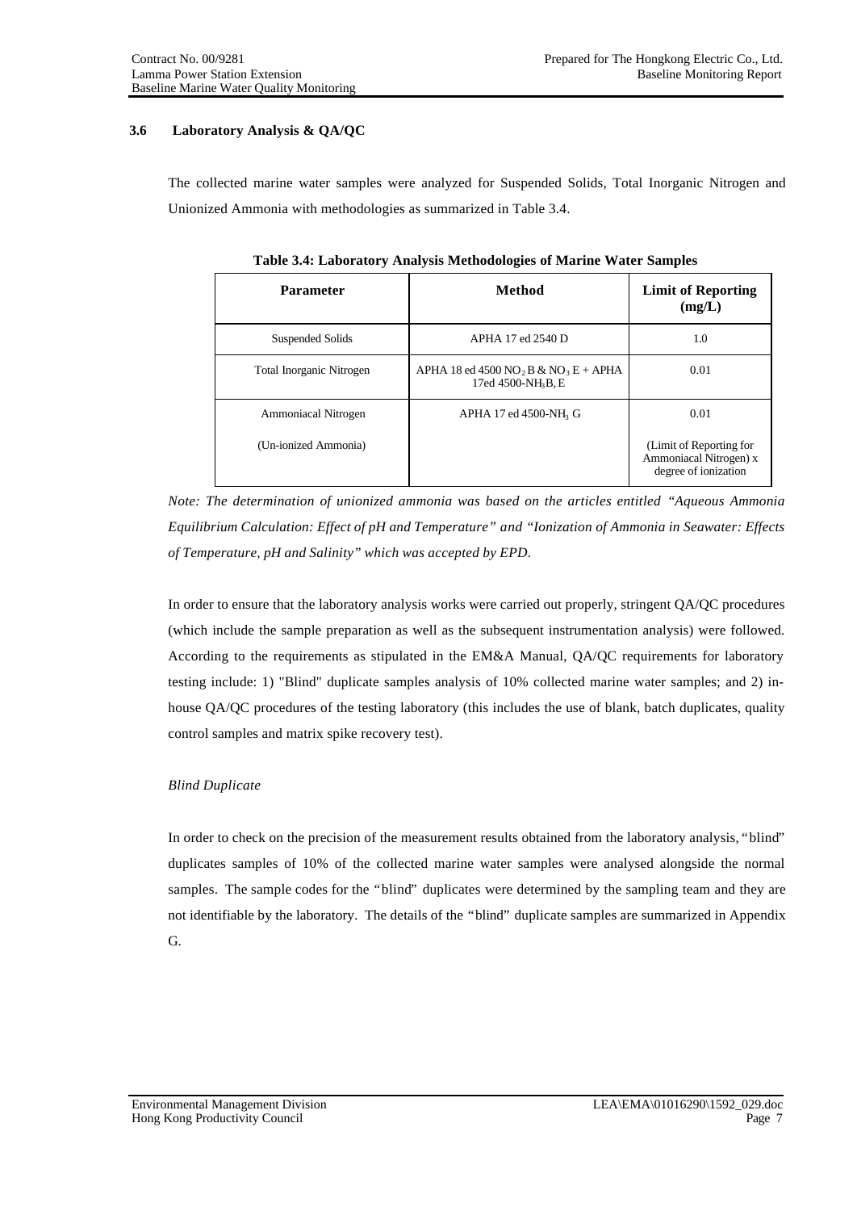### 3.6 Laboratory Analysis & QA/QC

The collected marine water samples were analyzed for Suspended Solids, Total Inorganic Nitrogen and Unionized Ammonia with methodologies as summarized in Table 3.4.

**Table 3.4: Laboratory Analysis Methodologies of Marine Water Samples**

| Parameter | Method | Limit of Reporting (mg/L) |
|---|---|---|
| Suspended Solids | APHA 17 ed 2540 D | 1.0 |
| Total Inorganic Nitrogen | APHA 18 ed 4500 $NO_2$ B & $NO_3$ E + APHA 17ed 4500-$NH_3$B, E | 0.01 |
| Ammoniacal Nitrogen | APHA 17 ed 4500-$NH_3$ G | 0.01 |
| (Un-ionized Ammonia) | | (Limit of Reporting for Ammoniacal Nitrogen) x degree of ionization |

*Note: The determination of unionized ammonia was based on the articles entitled "Aqueous Ammonia Equilibrium Calculation: Effect of pH and Temperature" and "Ionization of Ammonia in Seawater: Effects of Temperature, pH and Salinity" which was accepted by EPD.*

In order to ensure that the laboratory analysis works were carried out properly, stringent QA/QC procedures (which include the sample preparation as well as the subsequent instrumentation analysis) were followed. According to the requirements as stipulated in the EM&A Manual, QA/QC requirements for laboratory testing include: 1) "Blind" duplicate samples analysis of 10% collected marine water samples; and 2) in-house QA/QC procedures of the testing laboratory (this includes the use of blank, batch duplicates, quality control samples and matrix spike recovery test).

*Blind Duplicate*

In order to check on the precision of the measurement results obtained from the laboratory analysis, "blind" duplicates samples of 10% of the collected marine water samples were analysed alongside the normal samples. The sample codes for the "blind" duplicates were determined by the sampling team and they are not identifiable by the laboratory. The details of the "blind" duplicate samples are summarized in Appendix G.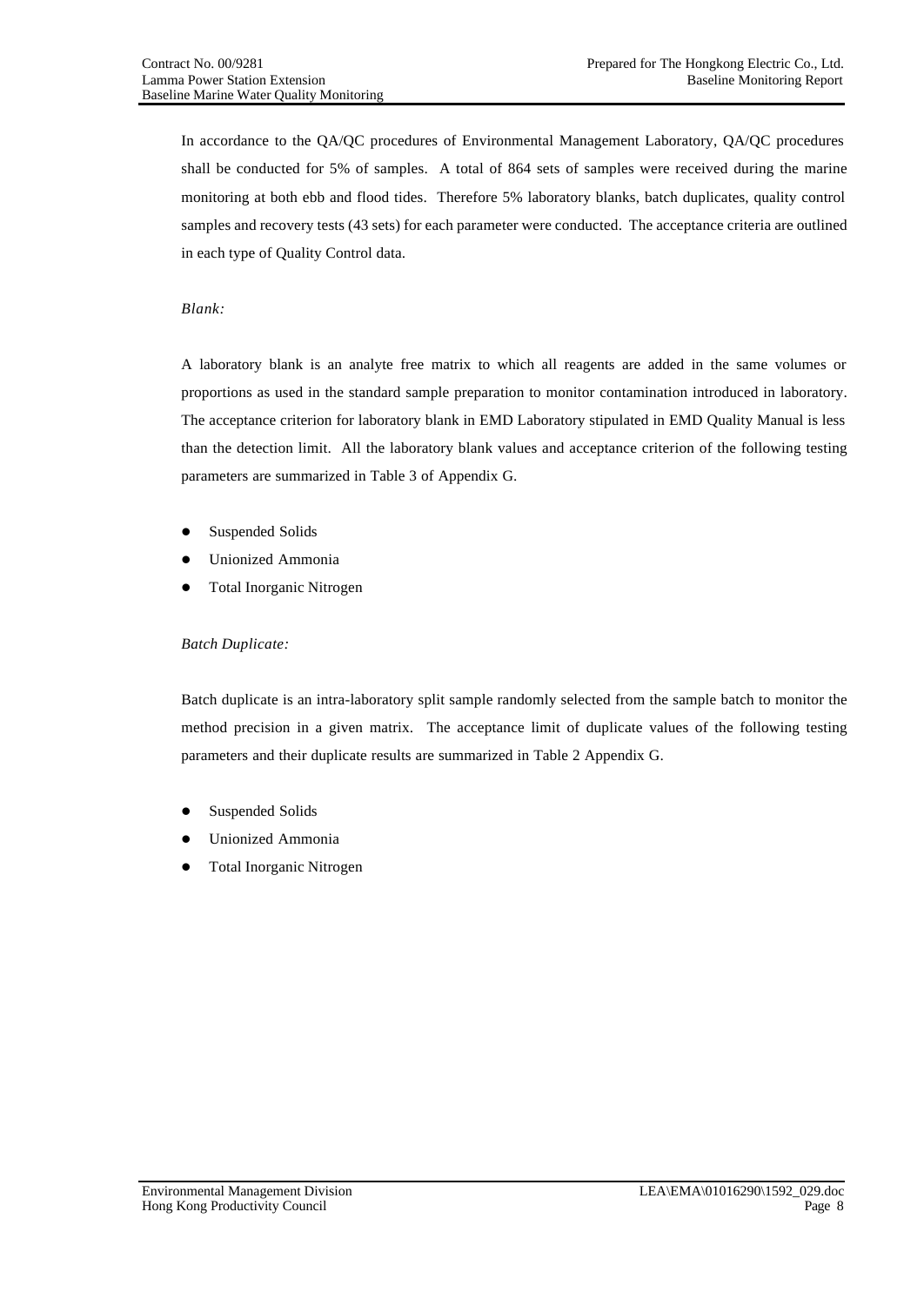In accordance to the QA/QC procedures of Environmental Management Laboratory, QA/QC procedures shall be conducted for 5% of samples. A total of 864 sets of samples were received during the marine monitoring at both ebb and flood tides. Therefore 5% laboratory blanks, batch duplicates, quality control samples and recovery tests (43 sets) for each parameter were conducted. The acceptance criteria are outlined in each type of Quality Control data.

*Blank:*

A laboratory blank is an analyte free matrix to which all reagents are added in the same volumes or proportions as used in the standard sample preparation to monitor contamination introduced in laboratory. The acceptance criterion for laboratory blank in EMD Laboratory stipulated in EMD Quality Manual is less than the detection limit. All the laboratory blank values and acceptance criterion of the following testing parameters are summarized in Table 3 of Appendix G.

- Suspended Solids
- Unionized Ammonia
- Total Inorganic Nitrogen

*Batch Duplicate:*

Batch duplicate is an intra-laboratory split sample randomly selected from the sample batch to monitor the method precision in a given matrix. The acceptance limit of duplicate values of the following testing parameters and their duplicate results are summarized in Table 2 Appendix G.

- Suspended Solids
- Unionized Ammonia
- Total Inorganic Nitrogen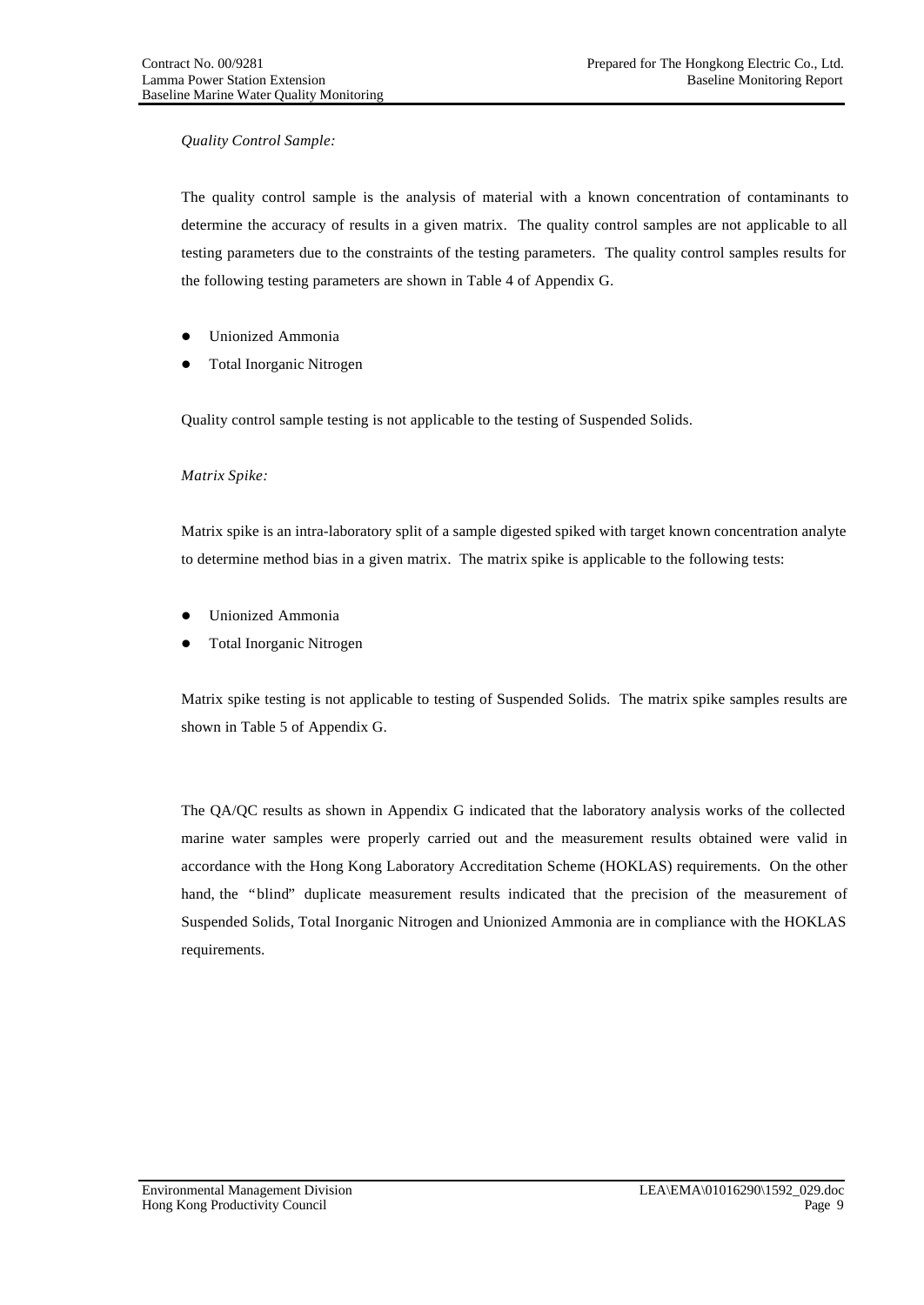*Quality Control Sample:*

The quality control sample is the analysis of material with a known concentration of contaminants to determine the accuracy of results in a given matrix. The quality control samples are not applicable to all testing parameters due to the constraints of the testing parameters. The quality control samples results for the following testing parameters are shown in Table 4 of Appendix G.

- Unionized Ammonia
- Total Inorganic Nitrogen

Quality control sample testing is not applicable to the testing of Suspended Solids.

*Matrix Spike:*

Matrix spike is an intra-laboratory split of a sample digested spiked with target known concentration analyte to determine method bias in a given matrix. The matrix spike is applicable to the following tests:

- Unionized Ammonia
- Total Inorganic Nitrogen

Matrix spike testing is not applicable to testing of Suspended Solids. The matrix spike samples results are shown in Table 5 of Appendix G.

The QA/QC results as shown in Appendix G indicated that the laboratory analysis works of the collected marine water samples were properly carried out and the measurement results obtained were valid in accordance with the Hong Kong Laboratory Accreditation Scheme (HOKLAS) requirements. On the other hand, the "blind" duplicate measurement results indicated that the precision of the measurement of Suspended Solids, Total Inorganic Nitrogen and Unionized Ammonia are in compliance with the HOKLAS requirements.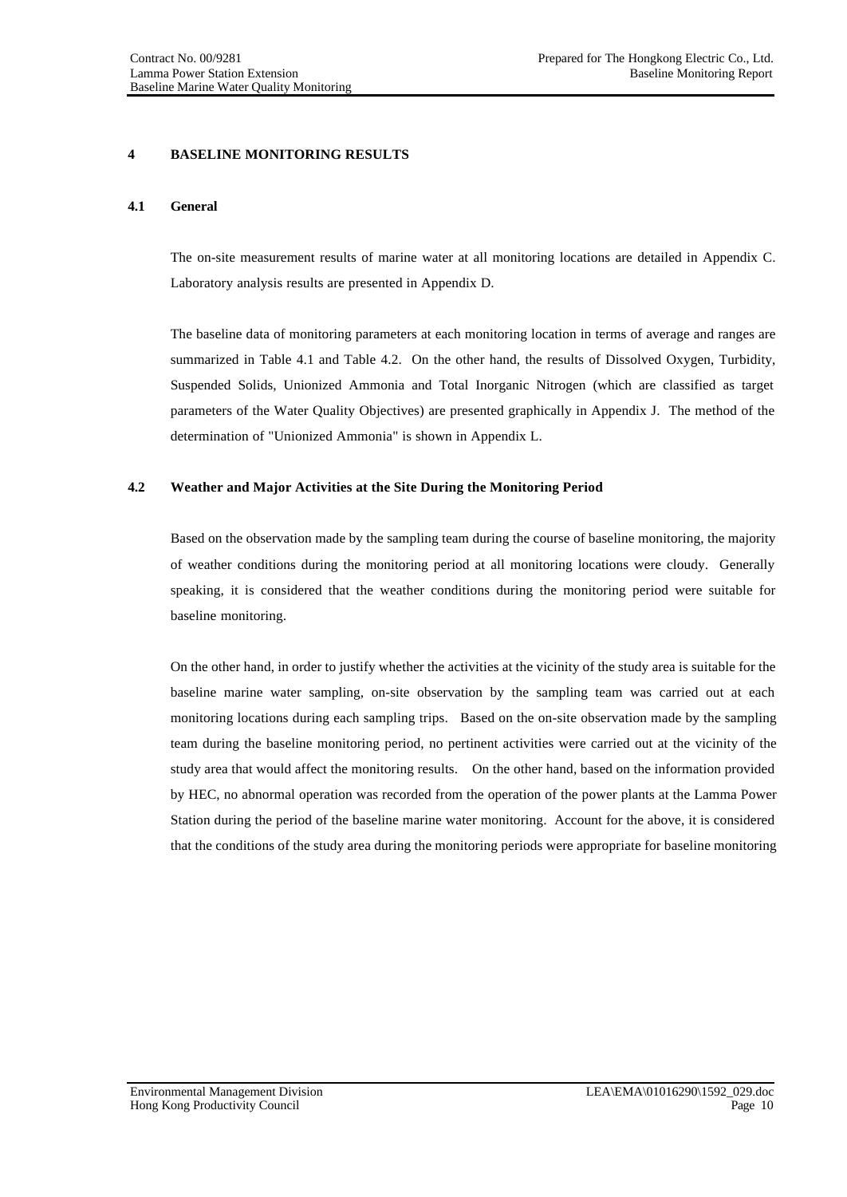# 4 BASELINE MONITORING RESULTS

## 4.1 General

The on-site measurement results of marine water at all monitoring locations are detailed in Appendix C. Laboratory analysis results are presented in Appendix D.

The baseline data of monitoring parameters at each monitoring location in terms of average and ranges are summarized in Table 4.1 and Table 4.2. On the other hand, the results of Dissolved Oxygen, Turbidity, Suspended Solids, Unionized Ammonia and Total Inorganic Nitrogen (which are classified as target parameters of the Water Quality Objectives) are presented graphically in Appendix J. The method of the determination of "Unionized Ammonia" is shown in Appendix L.

## 4.2 Weather and Major Activities at the Site During the Monitoring Period

Based on the observation made by the sampling team during the course of baseline monitoring, the majority of weather conditions during the monitoring period at all monitoring locations were cloudy. Generally speaking, it is considered that the weather conditions during the monitoring period were suitable for baseline monitoring.

On the other hand, in order to justify whether the activities at the vicinity of the study area is suitable for the baseline marine water sampling, on-site observation by the sampling team was carried out at each monitoring locations during each sampling trips. Based on the on-site observation made by the sampling team during the baseline monitoring period, no pertinent activities were carried out at the vicinity of the study area that would affect the monitoring results. On the other hand, based on the information provided by HEC, no abnormal operation was recorded from the operation of the power plants at the Lamma Power Station during the period of the baseline marine water monitoring. Account for the above, it is considered that the conditions of the study area during the monitoring periods were appropriate for baseline monitoring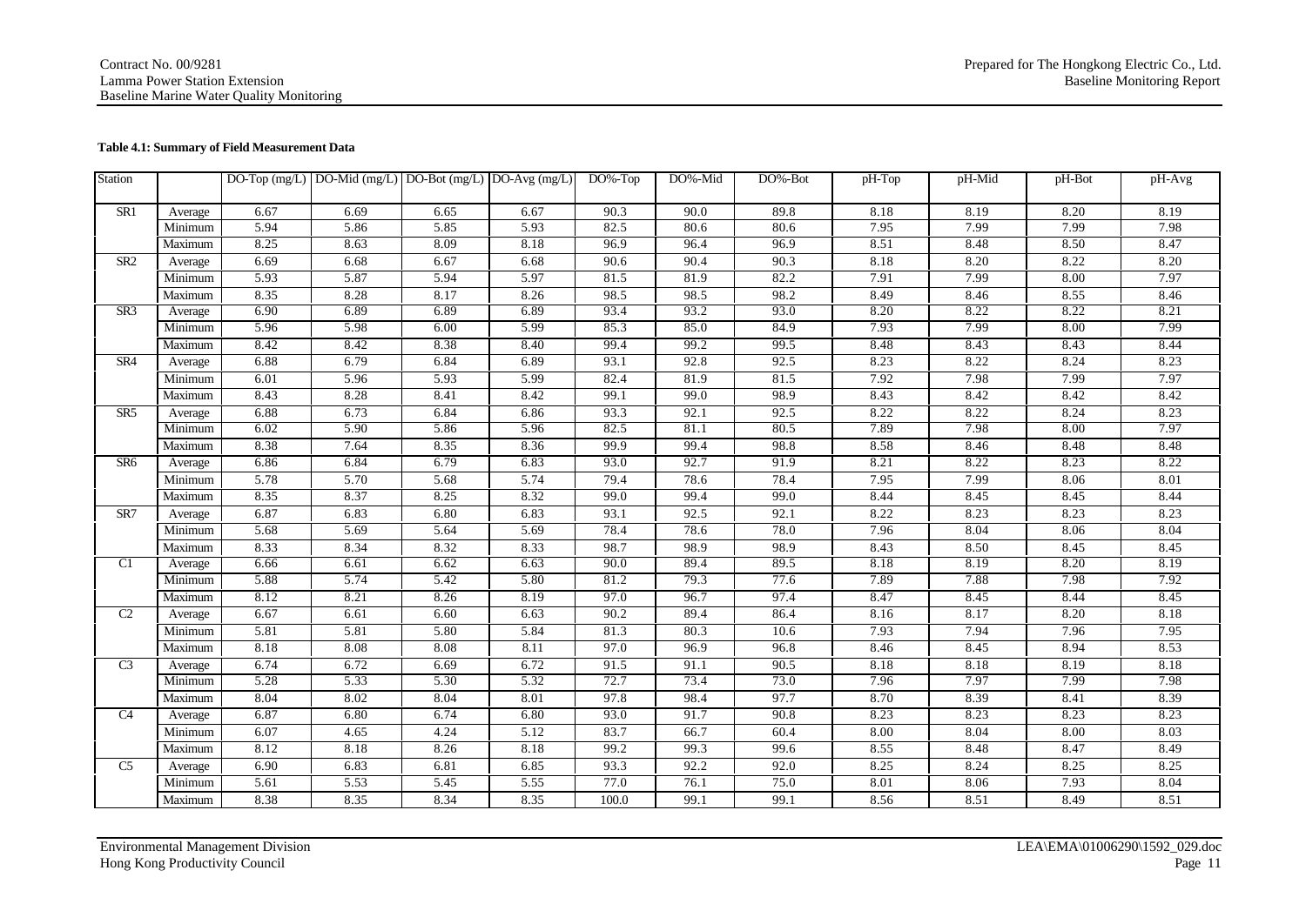**Table 4.1: Summary of Field Measurement Data**

| Station | | DO-Top (mg/L) | DO-Mid (mg/L) | DO-Bot (mg/L) | DO-Avg (mg/L) | DO%-Top | DO%-Mid | DO%-Bot | pH-Top | pH-Mid | pH-Bot | pH-Avg |
|---|---|---|---|---|---|---|---|---|---|---|---|---|
| SR1 | Average | 6.67 | 6.69 | 6.65 | 6.67 | 90.3 | 90.0 | 89.8 | 8.18 | 8.19 | 8.20 | 8.19 |
| | Minimum | 5.94 | 5.86 | 5.85 | 5.93 | 82.5 | 80.6 | 80.6 | 7.95 | 7.99 | 7.99 | 7.98 |
| | Maximum | 8.25 | 8.63 | 8.09 | 8.18 | 96.9 | 96.4 | 96.9 | 8.51 | 8.48 | 8.50 | 8.47 |
| SR2 | Average | 6.69 | 6.68 | 6.67 | 6.68 | 90.6 | 90.4 | 90.3 | 8.18 | 8.20 | 8.22 | 8.20 |
| | Minimum | 5.93 | 5.87 | 5.94 | 5.97 | 81.5 | 81.9 | 82.2 | 7.91 | 7.99 | 8.00 | 7.97 |
| | Maximum | 8.35 | 8.28 | 8.17 | 8.26 | 98.5 | 98.5 | 98.2 | 8.49 | 8.46 | 8.55 | 8.46 |
| SR3 | Average | 6.90 | 6.89 | 6.89 | 6.89 | 93.4 | 93.2 | 93.0 | 8.20 | 8.22 | 8.22 | 8.21 |
| | Minimum | 5.96 | 5.98 | 6.00 | 5.99 | 85.3 | 85.0 | 84.9 | 7.93 | 7.99 | 8.00 | 7.99 |
| | Maximum | 8.42 | 8.42 | 8.38 | 8.40 | 99.4 | 99.2 | 99.5 | 8.48 | 8.43 | 8.43 | 8.44 |
| SR4 | Average | 6.88 | 6.79 | 6.84 | 6.89 | 93.1 | 92.8 | 92.5 | 8.23 | 8.22 | 8.24 | 8.23 |
| | Minimum | 6.01 | 5.96 | 5.93 | 5.99 | 82.4 | 81.9 | 81.5 | 7.92 | 7.98 | 7.99 | 7.97 |
| | Maximum | 8.43 | 8.28 | 8.41 | 8.42 | 99.1 | 99.0 | 98.9 | 8.43 | 8.42 | 8.42 | 8.42 |
| SR5 | Average | 6.88 | 6.73 | 6.84 | 6.86 | 93.3 | 92.1 | 92.5 | 8.22 | 8.22 | 8.24 | 8.23 |
| | Minimum | 6.02 | 5.90 | 5.86 | 5.96 | 82.5 | 81.1 | 80.5 | 7.89 | 7.98 | 8.00 | 7.97 |
| | Maximum | 8.38 | 7.64 | 8.35 | 8.36 | 99.9 | 99.4 | 98.8 | 8.58 | 8.46 | 8.48 | 8.48 |
| SR6 | Average | 6.86 | 6.84 | 6.79 | 6.83 | 93.0 | 92.7 | 91.9 | 8.21 | 8.22 | 8.23 | 8.22 |
| | Minimum | 5.78 | 5.70 | 5.68 | 5.74 | 79.4 | 78.6 | 78.4 | 7.95 | 7.99 | 8.06 | 8.01 |
| | Maximum | 8.35 | 8.37 | 8.25 | 8.32 | 99.0 | 99.4 | 99.0 | 8.44 | 8.45 | 8.45 | 8.44 |
| SR7 | Average | 6.87 | 6.83 | 6.80 | 6.83 | 93.1 | 92.5 | 92.1 | 8.22 | 8.23 | 8.23 | 8.23 |
| | Minimum | 5.68 | 5.69 | 5.64 | 5.69 | 78.4 | 78.6 | 78.0 | 7.96 | 8.04 | 8.06 | 8.04 |
| | Maximum | 8.33 | 8.34 | 8.32 | 8.33 | 98.7 | 98.9 | 98.9 | 8.43 | 8.50 | 8.45 | 8.45 |
| C1 | Average | 6.66 | 6.61 | 6.62 | 6.63 | 90.0 | 89.4 | 89.5 | 8.18 | 8.19 | 8.20 | 8.19 |
| | Minimum | 5.88 | 5.74 | 5.42 | 5.80 | 81.2 | 79.3 | 77.6 | 7.89 | 7.88 | 7.98 | 7.92 |
| | Maximum | 8.12 | 8.21 | 8.26 | 8.19 | 97.0 | 96.7 | 97.4 | 8.47 | 8.45 | 8.44 | 8.45 |
| C2 | Average | 6.67 | 6.61 | 6.60 | 6.63 | 90.2 | 89.4 | 86.4 | 8.16 | 8.17 | 8.20 | 8.18 |
| | Minimum | 5.81 | 5.81 | 5.80 | 5.84 | 81.3 | 80.3 | 10.6 | 7.93 | 7.94 | 7.96 | 7.95 |
| | Maximum | 8.18 | 8.08 | 8.08 | 8.11 | 97.0 | 96.9 | 96.8 | 8.46 | 8.45 | 8.94 | 8.53 |
| C3 | Average | 6.74 | 6.72 | 6.69 | 6.72 | 91.5 | 91.1 | 90.5 | 8.18 | 8.18 | 8.19 | 8.18 |
| | Minimum | 5.28 | 5.33 | 5.30 | 5.32 | 72.7 | 73.4 | 73.0 | 7.96 | 7.97 | 7.99 | 7.98 |
| | Maximum | 8.04 | 8.02 | 8.04 | 8.01 | 97.8 | 98.4 | 97.7 | 8.70 | 8.39 | 8.41 | 8.39 |
| C4 | Average | 6.87 | 6.80 | 6.74 | 6.80 | 93.0 | 91.7 | 90.8 | 8.23 | 8.23 | 8.23 | 8.23 |
| | Minimum | 6.07 | 4.65 | 4.24 | 5.12 | 83.7 | 66.7 | 60.4 | 8.00 | 8.04 | 8.00 | 8.03 |
| | Maximum | 8.12 | 8.18 | 8.26 | 8.18 | 99.2 | 99.3 | 99.6 | 8.55 | 8.48 | 8.47 | 8.49 |
| C5 | Average | 6.90 | 6.83 | 6.81 | 6.85 | 93.3 | 92.2 | 92.0 | 8.25 | 8.24 | 8.25 | 8.25 |
| | Minimum | 5.61 | 5.53 | 5.45 | 5.55 | 77.0 | 76.1 | 75.0 | 8.01 | 8.06 | 7.93 | 8.04 |
| | Maximum | 8.38 | 8.35 | 8.34 | 8.35 | 100.0 | 99.1 | 99.1 | 8.56 | 8.51 | 8.49 | 8.51 |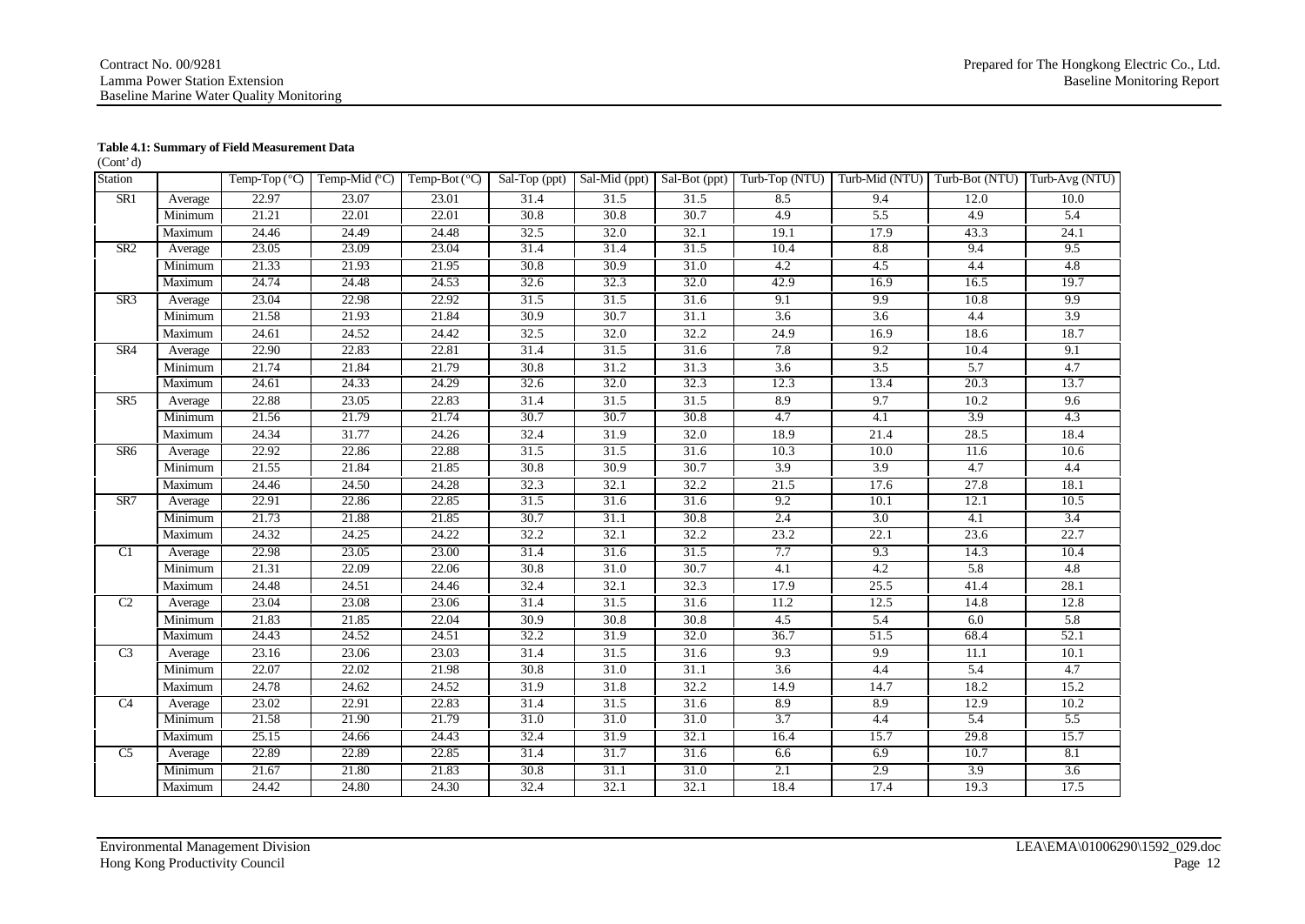**Table 4.1: Summary of Field Measurement Data**

(Cont' d)

| Station | | Temp-Top (°C) | Temp-Mid (°C) | Temp-Bot (°C) | Sal-Top (ppt) | Sal-Mid (ppt) | Sal-Bot (ppt) | Turb-Top (NTU) | Turb-Mid (NTU) | Turb-Bot (NTU) | Turb-Avg (NTU) |
|---|---|---|---|---|---|---|---|---|---|---|---|
| SR1 | Average | 22.97 | 23.07 | 23.01 | 31.4 | 31.5 | 31.5 | 8.5 | 9.4 | 12.0 | 10.0 |
| | Minimum | 21.21 | 22.01 | 22.01 | 30.8 | 30.8 | 30.7 | 4.9 | 5.5 | 4.9 | 5.4 |
| | Maximum | 24.46 | 24.49 | 24.48 | 32.5 | 32.0 | 32.1 | 19.1 | 17.9 | 43.3 | 24.1 |
| SR2 | Average | 23.05 | 23.09 | 23.04 | 31.4 | 31.4 | 31.5 | 10.4 | 8.8 | 9.4 | 9.5 |
| | Minimum | 21.33 | 21.93 | 21.95 | 30.8 | 30.9 | 31.0 | 4.2 | 4.5 | 4.4 | 4.8 |
| | Maximum | 24.74 | 24.48 | 24.53 | 32.6 | 32.3 | 32.0 | 42.9 | 16.9 | 16.5 | 19.7 |
| SR3 | Average | 23.04 | 22.98 | 22.92 | 31.5 | 31.5 | 31.6 | 9.1 | 9.9 | 10.8 | 9.9 |
| | Minimum | 21.58 | 21.93 | 21.84 | 30.9 | 30.7 | 31.1 | 3.6 | 3.6 | 4.4 | 3.9 |
| | Maximum | 24.61 | 24.52 | 24.42 | 32.5 | 32.0 | 32.2 | 24.9 | 16.9 | 18.6 | 18.7 |
| SR4 | Average | 22.90 | 22.83 | 22.81 | 31.4 | 31.5 | 31.6 | 7.8 | 9.2 | 10.4 | 9.1 |
| | Minimum | 21.74 | 21.84 | 21.79 | 30.8 | 31.2 | 31.3 | 3.6 | 3.5 | 5.7 | 4.7 |
| | Maximum | 24.61 | 24.33 | 24.29 | 32.6 | 32.0 | 32.3 | 12.3 | 13.4 | 20.3 | 13.7 |
| SR5 | Average | 22.88 | 23.05 | 22.83 | 31.4 | 31.5 | 31.5 | 8.9 | 9.7 | 10.2 | 9.6 |
| | Minimum | 21.56 | 21.79 | 21.74 | 30.7 | 30.7 | 30.8 | 4.7 | 4.1 | 3.9 | 4.3 |
| | Maximum | 24.34 | 31.77 | 24.26 | 32.4 | 31.9 | 32.0 | 18.9 | 21.4 | 28.5 | 18.4 |
| SR6 | Average | 22.92 | 22.86 | 22.88 | 31.5 | 31.5 | 31.6 | 10.3 | 10.0 | 11.6 | 10.6 |
| | Minimum | 21.55 | 21.84 | 21.85 | 30.8 | 30.9 | 30.7 | 3.9 | 3.9 | 4.7 | 4.4 |
| | Maximum | 24.46 | 24.50 | 24.28 | 32.3 | 32.1 | 32.2 | 21.5 | 17.6 | 27.8 | 18.1 |
| SR7 | Average | 22.91 | 22.86 | 22.85 | 31.5 | 31.6 | 31.6 | 9.2 | 10.1 | 12.1 | 10.5 |
| | Minimum | 21.73 | 21.88 | 21.85 | 30.7 | 31.1 | 30.8 | 2.4 | 3.0 | 4.1 | 3.4 |
| | Maximum | 24.32 | 24.25 | 24.22 | 32.2 | 32.1 | 32.2 | 23.2 | 22.1 | 23.6 | 22.7 |
| C1 | Average | 22.98 | 23.05 | 23.00 | 31.4 | 31.6 | 31.5 | 7.7 | 9.3 | 14.3 | 10.4 |
| | Minimum | 21.31 | 22.09 | 22.06 | 30.8 | 31.0 | 30.7 | 4.1 | 4.2 | 5.8 | 4.8 |
| | Maximum | 24.48 | 24.51 | 24.46 | 32.4 | 32.1 | 32.3 | 17.9 | 25.5 | 41.4 | 28.1 |
| C2 | Average | 23.04 | 23.08 | 23.06 | 31.4 | 31.5 | 31.6 | 11.2 | 12.5 | 14.8 | 12.8 |
| | Minimum | 21.83 | 21.85 | 22.04 | 30.9 | 30.8 | 30.8 | 4.5 | 5.4 | 6.0 | 5.8 |
| | Maximum | 24.43 | 24.52 | 24.51 | 32.2 | 31.9 | 32.0 | 36.7 | 51.5 | 68.4 | 52.1 |
| C3 | Average | 23.16 | 23.06 | 23.03 | 31.4 | 31.5 | 31.6 | 9.3 | 9.9 | 11.1 | 10.1 |
| | Minimum | 22.07 | 22.02 | 21.98 | 30.8 | 31.0 | 31.1 | 3.6 | 4.4 | 5.4 | 4.7 |
| | Maximum | 24.78 | 24.62 | 24.52 | 31.9 | 31.8 | 32.2 | 14.9 | 14.7 | 18.2 | 15.2 |
| C4 | Average | 23.02 | 22.91 | 22.83 | 31.4 | 31.5 | 31.6 | 8.9 | 8.9 | 12.9 | 10.2 |
| | Minimum | 21.58 | 21.90 | 21.79 | 31.0 | 31.0 | 31.0 | 3.7 | 4.4 | 5.4 | 5.5 |
| | Maximum | 25.15 | 24.66 | 24.43 | 32.4 | 31.9 | 32.1 | 16.4 | 15.7 | 29.8 | 15.7 |
| C5 | Average | 22.89 | 22.89 | 22.85 | 31.4 | 31.7 | 31.6 | 6.6 | 6.9 | 10.7 | 8.1 |
| | Minimum | 21.67 | 21.80 | 21.83 | 30.8 | 31.1 | 31.0 | 2.1 | 2.9 | 3.9 | 3.6 |
| | Maximum | 24.42 | 24.80 | 24.30 | 32.4 | 32.1 | 32.1 | 18.4 | 17.4 | 19.3 | 17.5 |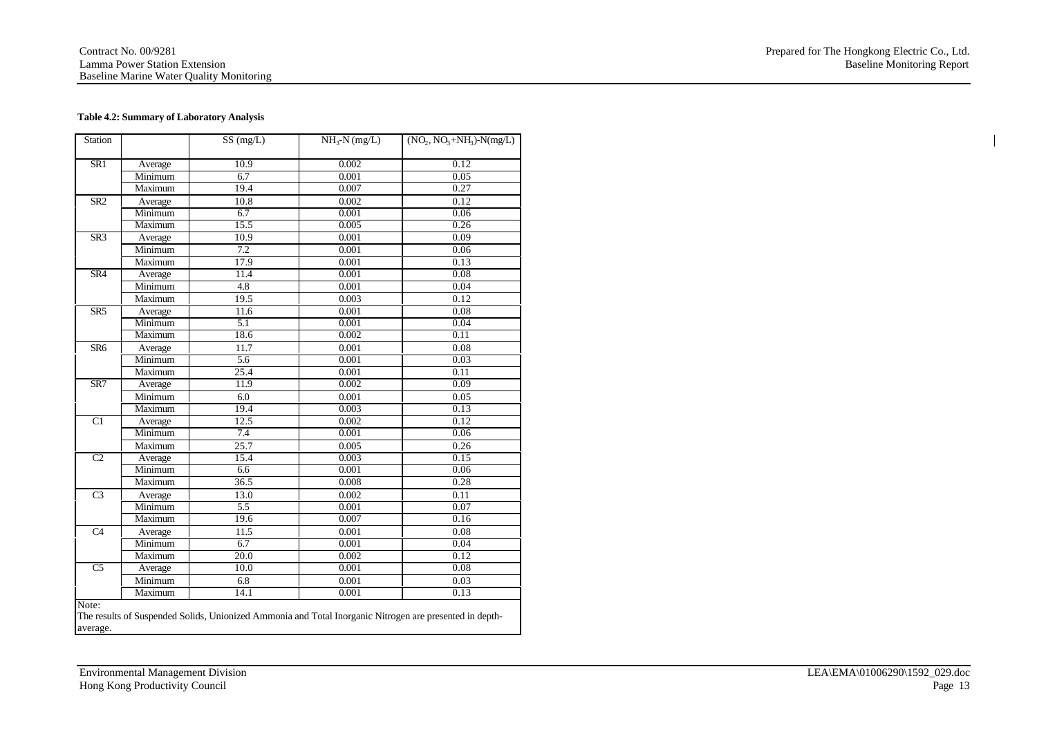**Table 4.2: Summary of Laboratory Analysis**

| Station | | SS (mg/L) | $NH_3$-N (mg/L) | ($NO_2$, $NO_3$+$NH_3$)-N(mg/L) |
|---|---|---|---|---|
| SR1 | Average | 10.9 | 0.002 | 0.12 |
| | Minimum | 6.7 | 0.001 | 0.05 |
| | Maximum | 19.4 | 0.007 | 0.27 |
| SR2 | Average | 10.8 | 0.002 | 0.12 |
| | Minimum | 6.7 | 0.001 | 0.06 |
| | Maximum | 15.5 | 0.005 | 0.26 |
| SR3 | Average | 10.9 | 0.001 | 0.09 |
| | Minimum | 7.2 | 0.001 | 0.06 |
| | Maximum | 17.9 | 0.001 | 0.13 |
| SR4 | Average | 11.4 | 0.001 | 0.08 |
| | Minimum | 4.8 | 0.001 | 0.04 |
| | Maximum | 19.5 | 0.003 | 0.12 |
| SR5 | Average | 11.6 | 0.001 | 0.08 |
| | Minimum | 5.1 | 0.001 | 0.04 |
| | Maximum | 18.6 | 0.002 | 0.11 |
| SR6 | Average | 11.7 | 0.001 | 0.08 |
| | Minimum | 5.6 | 0.001 | 0.03 |
| | Maximum | 25.4 | 0.001 | 0.11 |
| SR7 | Average | 11.9 | 0.002 | 0.09 |
| | Minimum | 6.0 | 0.001 | 0.05 |
| | Maximum | 19.4 | 0.003 | 0.13 |
| C1 | Average | 12.5 | 0.002 | 0.12 |
| | Minimum | 7.4 | 0.001 | 0.06 |
| | Maximum | 25.7 | 0.005 | 0.26 |
| C2 | Average | 15.4 | 0.003 | 0.15 |
| | Minimum | 6.6 | 0.001 | 0.06 |
| | Maximum | 36.5 | 0.008 | 0.28 |
| C3 | Average | 13.0 | 0.002 | 0.11 |
| | Minimum | 5.5 | 0.001 | 0.07 |
| | Maximum | 19.6 | 0.007 | 0.16 |
| C4 | Average | 11.5 | 0.001 | 0.08 |
| | Minimum | 6.7 | 0.001 | 0.04 |
| | Maximum | 20.0 | 0.002 | 0.12 |
| C5 | Average | 10.0 | 0.001 | 0.08 |
| | Minimum | 6.8 | 0.001 | 0.03 |
| | Maximum | 14.1 | 0.001 | 0.13 |

Note:
The results of Suspended Solids, Unionized Ammonia and Total Inorganic Nitrogen are presented in depth-average.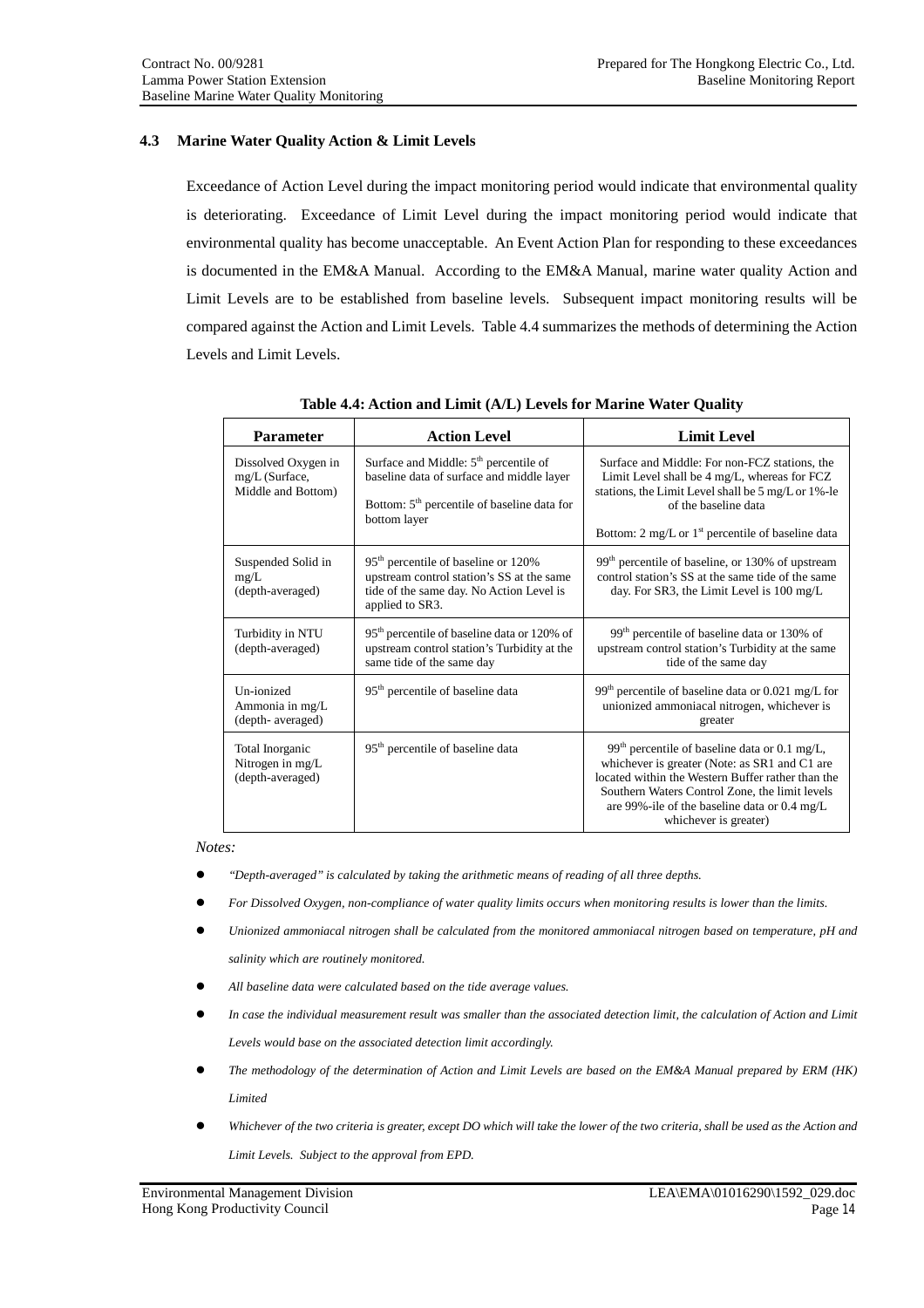### 4.3 Marine Water Quality Action & Limit Levels

Exceedance of Action Level during the impact monitoring period would indicate that environmental quality is deteriorating. Exceedance of Limit Level during the impact monitoring period would indicate that environmental quality has become unacceptable. An Event Action Plan for responding to these exceedances is documented in the EM&A Manual. According to the EM&A Manual, marine water quality Action and Limit Levels are to be established from baseline levels. Subsequent impact monitoring results will be compared against the Action and Limit Levels. Table 4.4 summarizes the methods of determining the Action Levels and Limit Levels.

**Table 4.4: Action and Limit (A/L) Levels for Marine Water Quality**

| Parameter | Action Level | Limit Level |
|---|---|---|
| Dissolved Oxygen in mg/L (Surface, Middle and Bottom) | Surface and Middle: 5th percentile of baseline data of surface and middle layer<br><br>Bottom: 5th percentile of baseline data for bottom layer | Surface and Middle: For non-FCZ stations, the Limit Level shall be 4 mg/L, whereas for FCZ stations, the Limit Level shall be 5 mg/L or 1%-le of the baseline data<br><br>Bottom: 2 mg/L or 1st percentile of baseline data |
| Suspended Solid in mg/L (depth-averaged) | 95th percentile of baseline or 120% upstream control station's SS at the same tide of the same day. No Action Level is applied to SR3. | 99th percentile of baseline, or 130% of upstream control station's SS at the same tide of the same day. For SR3, the Limit Level is 100 mg/L |
| Turbidity in NTU (depth-averaged) | 95th percentile of baseline data or 120% of upstream control station's Turbidity at the same tide of the same day | 99th percentile of baseline data or 130% of upstream control station's Turbidity at the same tide of the same day |
| Un-ionized Ammonia in mg/L (depth- averaged) | 95th percentile of baseline data | 99th percentile of baseline data or 0.021 mg/L for unionized ammoniacal nitrogen, whichever is greater |
| Total Inorganic Nitrogen in mg/L (depth-averaged) | 95th percentile of baseline data | 99th percentile of baseline data or 0.1 mg/L, whichever is greater (Note: as SR1 and C1 are located within the Western Buffer rather than the Southern Waters Control Zone, the limit levels are 99%-ile of the baseline data or 0.4 mg/L whichever is greater) |

*Notes:*

- *"Depth-averaged" is calculated by taking the arithmetic means of reading of all three depths.*
- *For Dissolved Oxygen, non-compliance of water quality limits occurs when monitoring results is lower than the limits.*
- *Unionized ammoniacal nitrogen shall be calculated from the monitored ammoniacal nitrogen based on temperature, pH and salinity which are routinely monitored.*
- *All baseline data were calculated based on the tide average values.*
- *In case the individual measurement result was smaller than the associated detection limit, the calculation of Action and Limit Levels would base on the associated detection limit accordingly.*
- *The methodology of the determination of Action and Limit Levels are based on the EM&A Manual prepared by ERM (HK) Limited*
- *Whichever of the two criteria is greater, except DO which will take the lower of the two criteria, shall be used as the Action and Limit Levels. Subject to the approval from EPD.*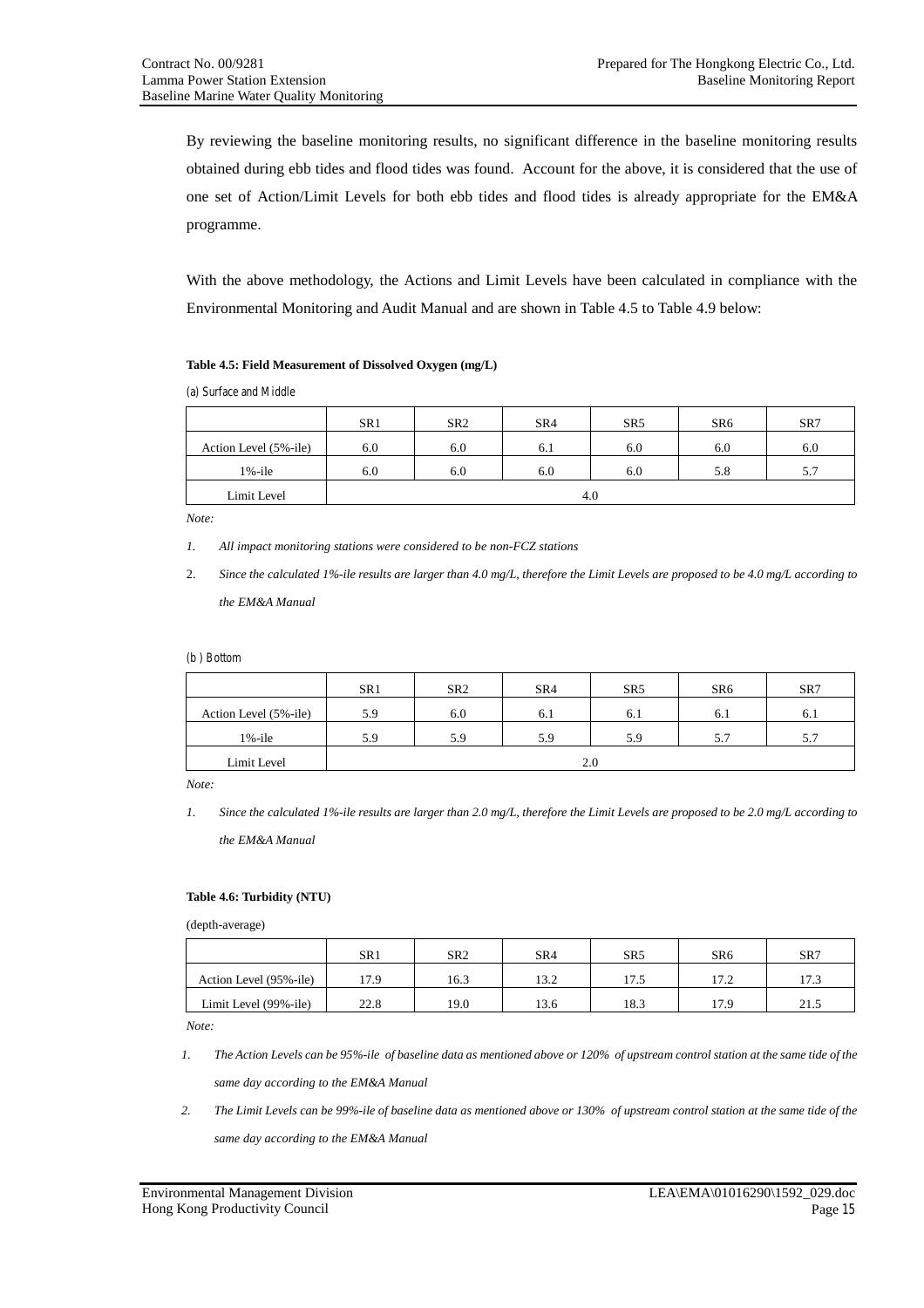By reviewing the baseline monitoring results, no significant difference in the baseline monitoring results obtained during ebb tides and flood tides was found. Account for the above, it is considered that the use of one set of Action/Limit Levels for both ebb tides and flood tides is already appropriate for the EM&A programme.

With the above methodology, the Actions and Limit Levels have been calculated in compliance with the Environmental Monitoring and Audit Manual and are shown in Table 4.5 to Table 4.9 below:

**Table 4.5: Field Measurement of Dissolved Oxygen (mg/L)**

(a) Surface and Middle

| | SR1 | SR2 | SR4 | SR5 | SR6 | SR7 |
|---|---|---|---|---|---|---|
| Action Level (5%-ile) | 6.0 | 6.0 | 6.1 | 6.0 | 6.0 | 6.0 |
| 1%-ile | 6.0 | 6.0 | 6.0 | 6.0 | 5.8 | 5.7 |
| Limit Level | 4.0 | | | | | |

*Note:*

1. *All impact monitoring stations were considered to be non-FCZ stations*
2. *Since the calculated 1%-ile results are larger than 4.0 mg/L, therefore the Limit Levels are proposed to be 4.0 mg/L according to the EM&A Manual*

(b ) Bottom

| | SR1 | SR2 | SR4 | SR5 | SR6 | SR7 |
|---|---|---|---|---|---|---|
| Action Level (5%-ile) | 5.9 | 6.0 | 6.1 | 6.1 | 6.1 | 6.1 |
| 1%-ile | 5.9 | 5.9 | 5.9 | 5.9 | 5.7 | 5.7 |
| Limit Level | 2.0 | | | | | |

*Note:*

1. *Since the calculated 1%-ile results are larger than 2.0 mg/L, therefore the Limit Levels are proposed to be 2.0 mg/L according to the EM&A Manual*

**Table 4.6: Turbidity (NTU)**

(depth-average)

| | SR1 | SR2 | SR4 | SR5 | SR6 | SR7 |
|---|---|---|---|---|---|---|
| Action Level (95%-ile) | 17.9 | 16.3 | 13.2 | 17.5 | 17.2 | 17.3 |
| Limit Level (99%-ile) | 22.8 | 19.0 | 13.6 | 18.3 | 17.9 | 21.5 |

*Note:*

1. *The Action Levels can be 95%-ile of baseline data as mentioned above or 120% of upstream control station at the same tide of the same day according to the EM&A Manual*
2. *The Limit Levels can be 99%-ile of baseline data as mentioned above or 130% of upstream control station at the same tide of the same day according to the EM&A Manual*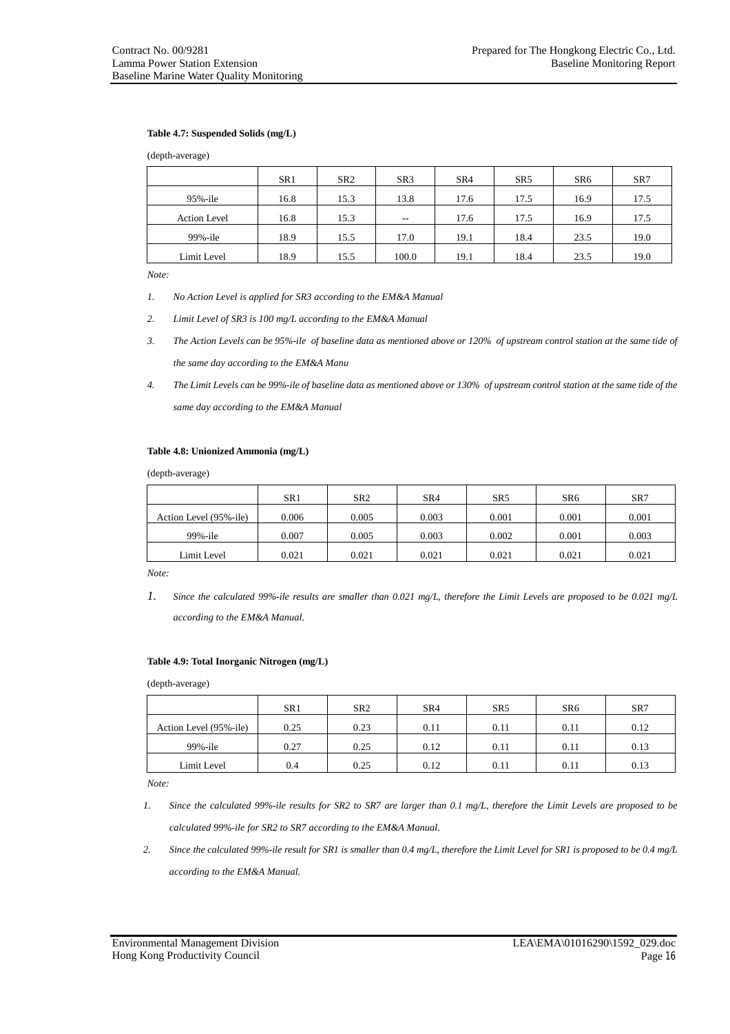**Table 4.7: Suspended Solids (mg/L)**

(depth-average)

| | SR1 | SR2 | SR3 | SR4 | SR5 | SR6 | SR7 |
|---|---|---|---|---|---|---|---|
| 95%-ile | 16.8 | 15.3 | 13.8 | 17.6 | 17.5 | 16.9 | 17.5 |
| Action Level | 16.8 | 15.3 | -- | 17.6 | 17.5 | 16.9 | 17.5 |
| 99%-ile | 18.9 | 15.5 | 17.0 | 19.1 | 18.4 | 23.5 | 19.0 |
| Limit Level | 18.9 | 15.5 | 100.0 | 19.1 | 18.4 | 23.5 | 19.0 |

*Note:*

1. *No Action Level is applied for SR3 according to the EM&A Manual*
2. *Limit Level of SR3 is 100 mg/L according to the EM&A Manual*
3. *The Action Levels can be 95%-ile of baseline data as mentioned above or 120% of upstream control station at the same tide of the same day according to the EM&A Manu*
4. *The Limit Levels can be 99%-ile of baseline data as mentioned above or 130% of upstream control station at the same tide of the same day according to the EM&A Manual*

**Table 4.8: Unionized Ammonia (mg/L)**

(depth-average)

| | SR1 | SR2 | SR4 | SR5 | SR6 | SR7 |
|---|---|---|---|---|---|---|
| Action Level (95%-ile) | 0.006 | 0.005 | 0.003 | 0.001 | 0.001 | 0.001 |
| 99%-ile | 0.007 | 0.005 | 0.003 | 0.002 | 0.001 | 0.003 |
| Limit Level | 0.021 | 0.021 | 0.021 | 0.021 | 0.021 | 0.021 |

*Note:*

1. *Since the calculated 99%-ile results are smaller than 0.021 mg/L, therefore the Limit Levels are proposed to be 0.021 mg/L according to the EM&A Manual.*

**Table 4.9: Total Inorganic Nitrogen (mg/L)**

(depth-average)

| | SR1 | SR2 | SR4 | SR5 | SR6 | SR7 |
|---|---|---|---|---|---|---|
| Action Level (95%-ile) | 0.25 | 0.23 | 0.11 | 0.11 | 0.11 | 0.12 |
| 99%-ile | 0.27 | 0.25 | 0.12 | 0.11 | 0.11 | 0.13 |
| Limit Level | 0.4 | 0.25 | 0.12 | 0.11 | 0.11 | 0.13 |

*Note:*

1. *Since the calculated 99%-ile results for SR2 to SR7 are larger than 0.1 mg/L, therefore the Limit Levels are proposed to be calculated 99%-ile for SR2 to SR7 according to the EM&A Manual.*
2. *Since the calculated 99%-ile result for SR1 is smaller than 0.4 mg/L, therefore the Limit Level for SR1 is proposed to be 0.4 mg/L according to the EM&A Manual.*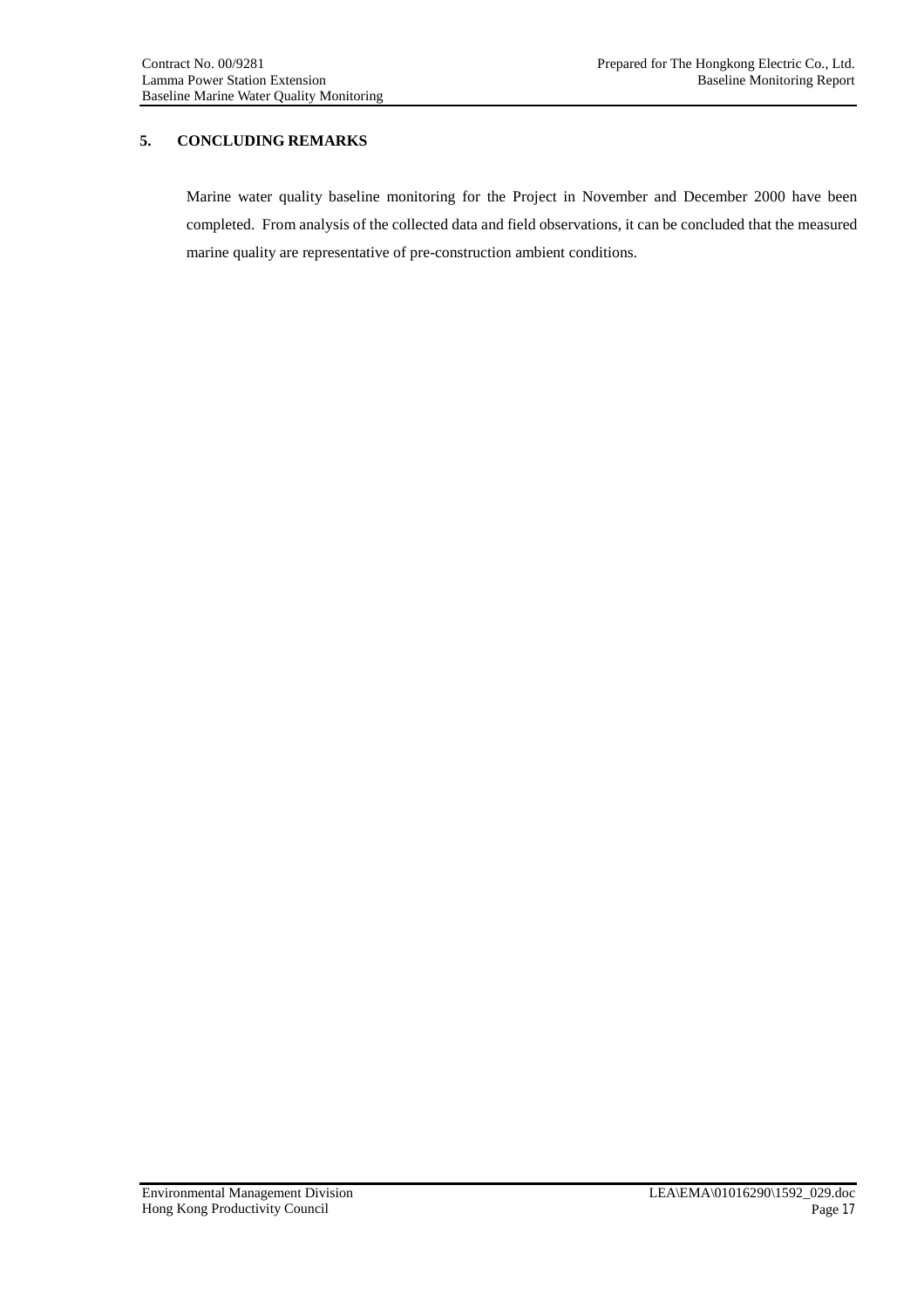## 5. CONCLUDING REMARKS

Marine water quality baseline monitoring for the Project in November and December 2000 have been completed. From analysis of the collected data and field observations, it can be concluded that the measured marine quality are representative of pre-construction ambient conditions.